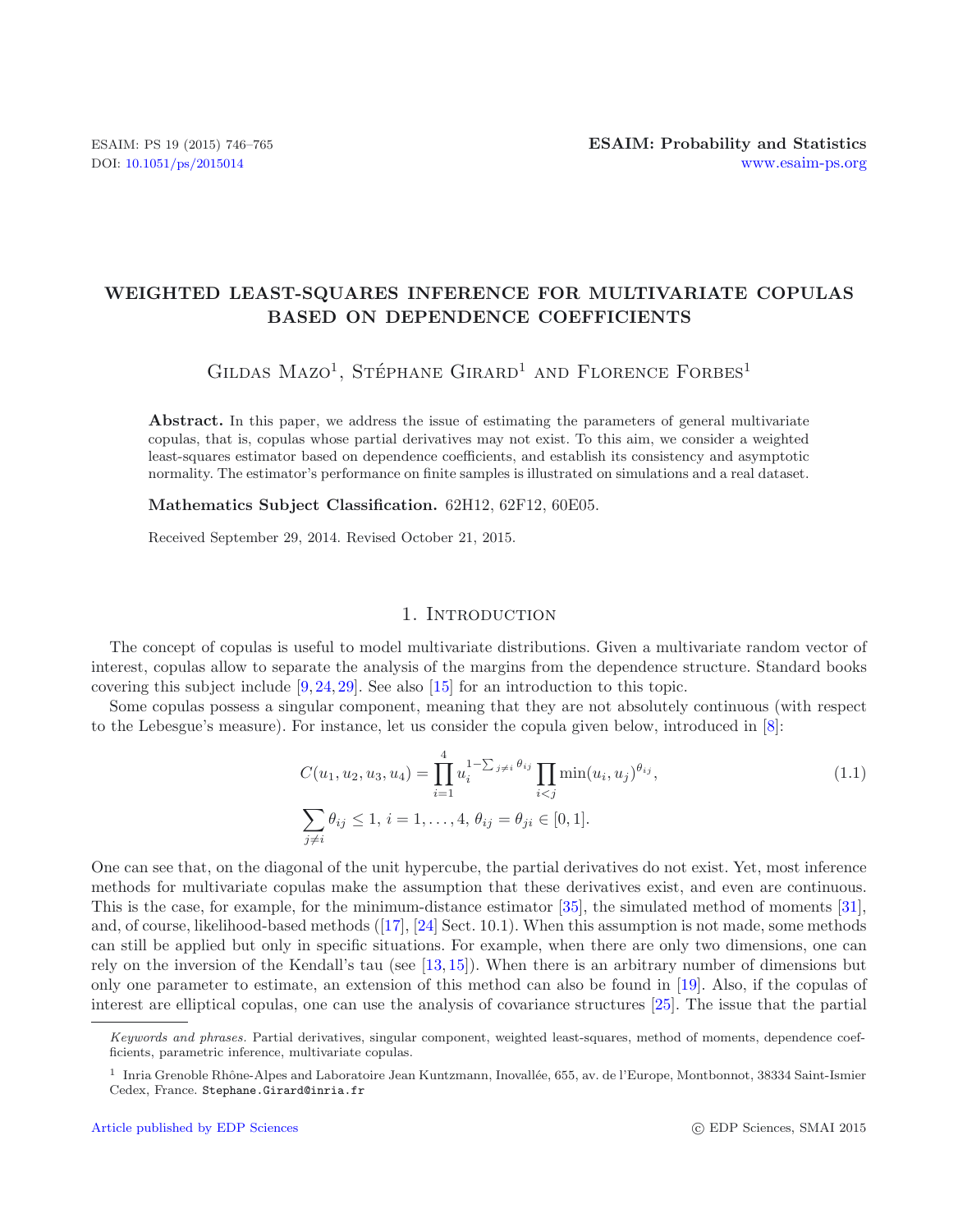# Weighted least-squares inference for multivariate copulas based on dependence coefficients

Gildas Mazo[1], Stéphane Girard[1] and Florence Forbes[1]

**Abstract.** In this paper, we address the issue of estimating the parameters of general multivariate copulas, that is, copulas whose partial derivatives may not exist. To this aim, we consider a weighted least-squares estimator based on dependence coefficients, and establish its consistency and asymptotic normality. The estimator's performance on finite samples is illustrated on simulations and a real dataset.

**Mathematics Subject Classification.** 62H12, 62F12, 60E05.

Received September 29, 2014. Revised October 21, 2015.

## 1. Introduction

The concept of copulas is useful to model multivariate distributions. Given a multivariate random vector of interest, copulas allow to separate the analysis of the margins from the dependence structure. Standard books covering this subject include [9, 24, 29]. See also [15] for an introduction to this topic.

Some copulas possess a singular component, meaning that they are not absolutely continuous (with respect to the Lebesgue's measure). For instance, let us consider the copula given below, introduced in [8]:

$$C(u_1, u_2, u_3, u_4) = \prod_{i=1}^{4} u_i^{1-\sum_{j\neq i}\theta_{ij}} \prod_{i<j} \min(u_i, u_j)^{\theta_{ij}}, \tag{1.1}$$

$$\sum_{j\neq i} \theta_{ij} \leq 1,\ i = 1, \ldots, 4,\ \theta_{ij} = \theta_{ji} \in [0, 1].$$

One can see that, on the diagonal of the unit hypercube, the partial derivatives do not exist. Yet, most inference methods for multivariate copulas make the assumption that these derivatives exist, and even are continuous. This is the case, for example, for the minimum-distance estimator [35], the simulated method of moments [31], and, of course, likelihood-based methods ([17], [24] Sect. 10.1). When this assumption is not made, some methods can still be applied but only in specific situations. For example, when there are only two dimensions, one can rely on the inversion of the Kendall's tau (see [13, 15]). When there is an arbitrary number of dimensions but only one parameter to estimate, an extension of this method can also be found in [19]. Also, if the copulas of interest are elliptical copulas, one can use the analysis of covariance structures [25]. The issue that the partial

---

*Keywords and phrases.* Partial derivatives, singular component, weighted least-squares, method of moments, dependence coefficients, parametric inference, multivariate copulas.

[1] Inria Grenoble Rhône-Alpes and Laboratoire Jean Kuntzmann, Inovallée, 655, av. de l'Europe, Montbonnot, 38334 Saint-Ismier Cedex, France. Stephane.Girard@inria.fr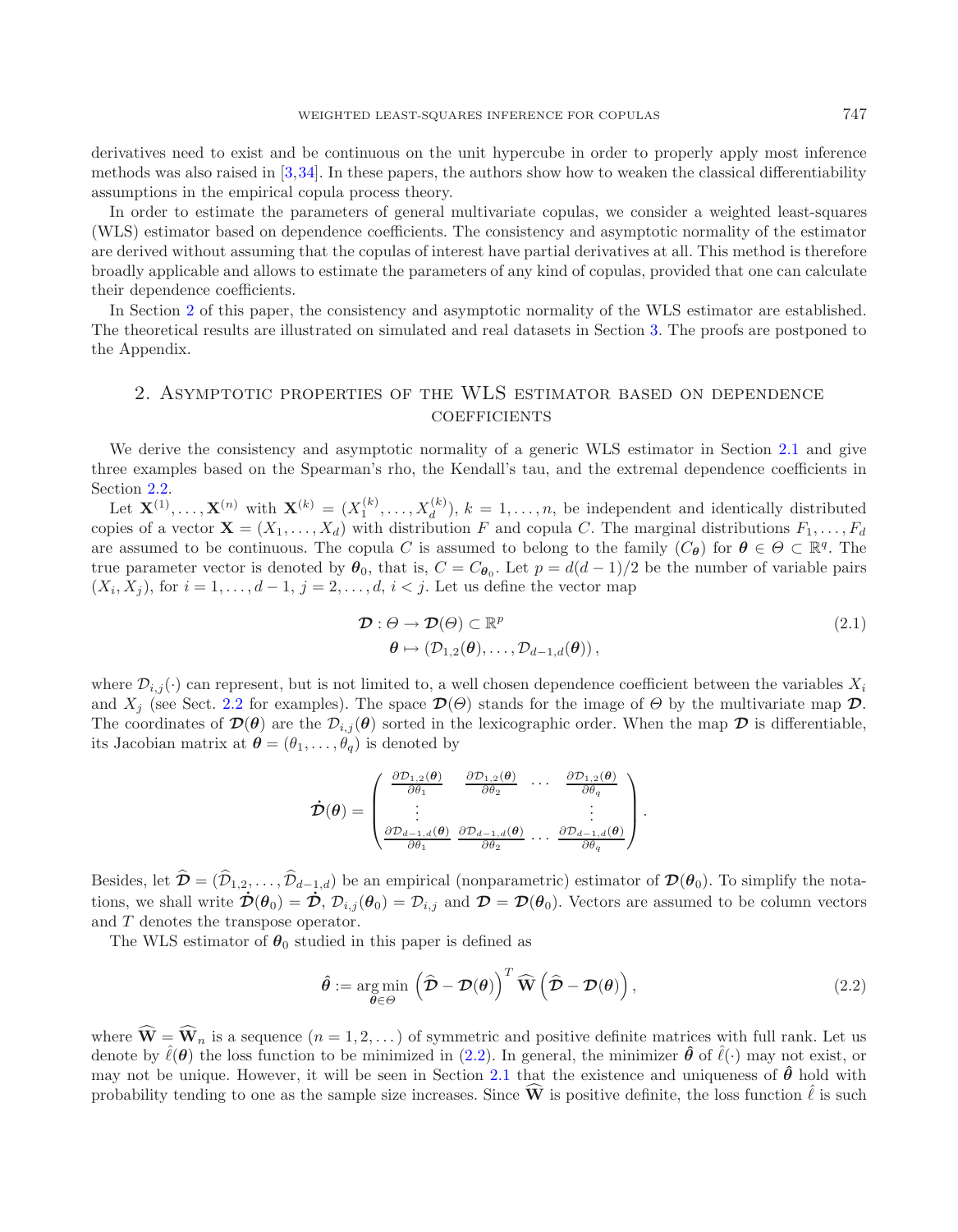derivatives need to exist and be continuous on the unit hypercube in order to properly apply most inference methods was also raised in [3,34]. In these papers, the authors show how to weaken the classical differentiability assumptions in the empirical copula process theory.

In order to estimate the parameters of general multivariate copulas, we consider a weighted least-squares (WLS) estimator based on dependence coefficients. The consistency and asymptotic normality of the estimator are derived without assuming that the copulas of interest have partial derivatives at all. This method is therefore broadly applicable and allows to estimate the parameters of any kind of copulas, provided that one can calculate their dependence coefficients.

In Section 2 of this paper, the consistency and asymptotic normality of the WLS estimator are established. The theoretical results are illustrated on simulated and real datasets in Section 3. The proofs are postponed to the Appendix.

## 2. Asymptotic properties of the WLS estimator based on dependence coefficients

We derive the consistency and asymptotic normality of a generic WLS estimator in Section 2.1 and give three examples based on the Spearman's rho, the Kendall's tau, and the extremal dependence coefficients in Section 2.2.

Let $\mathbf{X}^{(1)}, \dots, \mathbf{X}^{(n)}$ with $\mathbf{X}^{(k)} = (X_1^{(k)}, \dots, X_d^{(k)})$, $k = 1, \dots, n$, be independent and identically distributed copies of a vector $\mathbf{X} = (X_1, \dots, X_d)$ with distribution $F$ and copula $C$. The marginal distributions $F_1, \dots, F_d$ are assumed to be continuous. The copula $C$ is assumed to belong to the family $(C_{\boldsymbol{\theta}})$ for $\boldsymbol{\theta} \in \Theta \subset \mathbb{R}^q$. The true parameter vector is denoted by $\boldsymbol{\theta}_0$, that is, $C = C_{\boldsymbol{\theta}_0}$. Let $p = d(d-1)/2$ be the number of variable pairs $(X_i, X_j)$, for $i = 1, \dots, d-1$, $j = 2, \dots, d$, $i < j$. Let us define the vector map

$$
\begin{aligned}
\boldsymbol{\mathcal{D}} : \Theta &\to \boldsymbol{\mathcal{D}}(\Theta) \subset \mathbb{R}^p \\
\boldsymbol{\theta} &\mapsto (\mathcal{D}_{1,2}(\boldsymbol{\theta}), \dots, \mathcal{D}_{d-1,d}(\boldsymbol{\theta})),
\end{aligned}
\tag{2.1}
$$

where $\mathcal{D}_{i,j}(\cdot)$ can represent, but is not limited to, a well chosen dependence coefficient between the variables $X_i$ and $X_j$ (see Sect. 2.2 for examples). The space $\boldsymbol{\mathcal{D}}(\Theta)$ stands for the image of $\Theta$ by the multivariate map $\boldsymbol{\mathcal{D}}$. The coordinates of $\boldsymbol{\mathcal{D}}(\boldsymbol{\theta})$ are the $\mathcal{D}_{i,j}(\boldsymbol{\theta})$ sorted in the lexicographic order. When the map $\boldsymbol{\mathcal{D}}$ is differentiable, its Jacobian matrix at $\boldsymbol{\theta} = (\theta_1, \dots, \theta_q)$ is denoted by

$$
\dot{\boldsymbol{\mathcal{D}}}(\boldsymbol{\theta}) = \begin{pmatrix} \frac{\partial \mathcal{D}_{1,2}(\boldsymbol{\theta})}{\partial \theta_1} & \frac{\partial \mathcal{D}_{1,2}(\boldsymbol{\theta})}{\partial \theta_2} & \cdots & \frac{\partial \mathcal{D}_{1,2}(\boldsymbol{\theta})}{\partial \theta_q} \\ \vdots & & & \vdots \\ \frac{\partial \mathcal{D}_{d-1,d}(\boldsymbol{\theta})}{\partial \theta_1} & \frac{\partial \mathcal{D}_{d-1,d}(\boldsymbol{\theta})}{\partial \theta_2} & \cdots & \frac{\partial \mathcal{D}_{d-1,d}(\boldsymbol{\theta})}{\partial \theta_q} \end{pmatrix}.
$$

Besides, let $\widehat{\boldsymbol{\mathcal{D}}} = (\widehat{\mathcal{D}}_{1,2}, \dots, \widehat{\mathcal{D}}_{d-1,d})$ be an empirical (nonparametric) estimator of $\boldsymbol{\mathcal{D}}(\boldsymbol{\theta}_0)$. To simplify the notations, we shall write $\dot{\boldsymbol{\mathcal{D}}}(\boldsymbol{\theta}_0) = \dot{\boldsymbol{\mathcal{D}}}$, $\mathcal{D}_{i,j}(\boldsymbol{\theta}_0) = \mathcal{D}_{i,j}$ and $\boldsymbol{\mathcal{D}} = \boldsymbol{\mathcal{D}}(\boldsymbol{\theta}_0)$. Vectors are assumed to be column vectors and $T$ denotes the transpose operator.

The WLS estimator of $\boldsymbol{\theta}_0$ studied in this paper is defined as

$$
\hat{\boldsymbol{\theta}} := \underset{\boldsymbol{\theta} \in \Theta}{\arg\min} \left( \widehat{\boldsymbol{\mathcal{D}}} - \boldsymbol{\mathcal{D}}(\boldsymbol{\theta}) \right)^T \widehat{\mathbf{W}} \left( \widehat{\boldsymbol{\mathcal{D}}} - \boldsymbol{\mathcal{D}}(\boldsymbol{\theta}) \right),
\tag{2.2}
$$

where $\widehat{\mathbf{W}} = \widehat{\mathbf{W}}_n$ is a sequence $(n = 1, 2, \dots)$ of symmetric and positive definite matrices with full rank. Let us denote by $\hat{\ell}(\boldsymbol{\theta})$ the loss function to be minimized in (2.2). In general, the minimizer $\hat{\boldsymbol{\theta}}$ of $\hat{\ell}(\cdot)$ may not exist, or may not be unique. However, it will be seen in Section 2.1 that the existence and uniqueness of $\hat{\boldsymbol{\theta}}$ hold with probability tending to one as the sample size increases. Since $\widehat{\mathbf{W}}$ is positive definite, the loss function $\hat{\ell}$ is such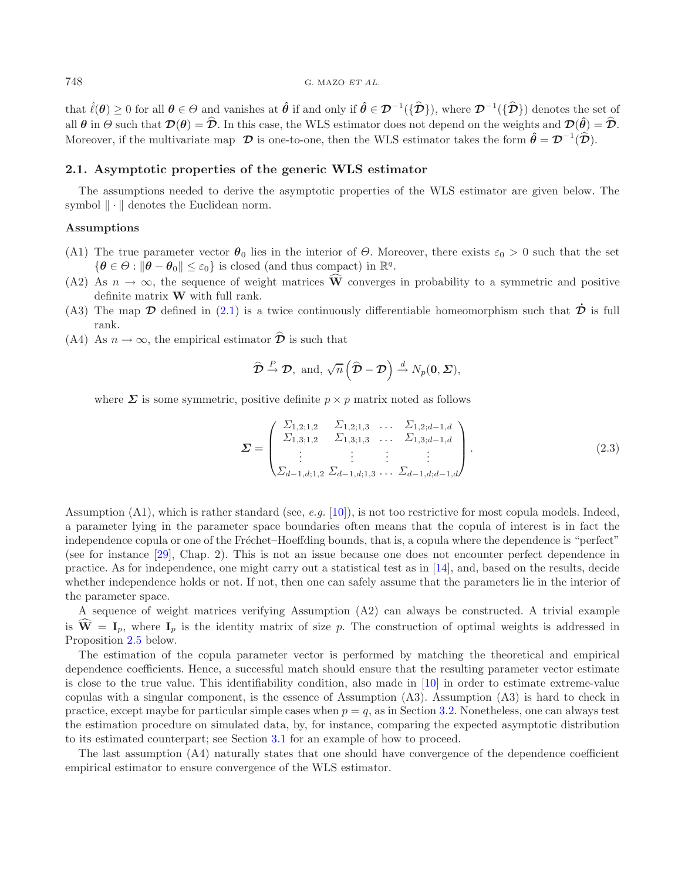that $\hat{\ell}(\boldsymbol{\theta}) \geq 0$ for all $\boldsymbol{\theta} \in \Theta$ and vanishes at $\hat{\boldsymbol{\theta}}$ if and only if $\hat{\boldsymbol{\theta}} \in \boldsymbol{\mathcal{D}}^{-1}(\{\widehat{\boldsymbol{\mathcal{D}}}\})$, where $\boldsymbol{\mathcal{D}}^{-1}(\{\widehat{\boldsymbol{\mathcal{D}}}\})$ denotes the set of all $\boldsymbol{\theta}$ in $\Theta$ such that $\boldsymbol{\mathcal{D}}(\boldsymbol{\theta}) = \widehat{\boldsymbol{\mathcal{D}}}$. In this case, the WLS estimator does not depend on the weights and $\boldsymbol{\mathcal{D}}(\hat{\boldsymbol{\theta}}) = \widehat{\boldsymbol{\mathcal{D}}}$. Moreover, if the multivariate map $\boldsymbol{\mathcal{D}}$ is one-to-one, then the WLS estimator takes the form $\hat{\boldsymbol{\theta}} = \boldsymbol{\mathcal{D}}^{-1}(\widehat{\boldsymbol{\mathcal{D}}})$.

### 2.1. Asymptotic properties of the generic WLS estimator

The assumptions needed to derive the asymptotic properties of the WLS estimator are given below. The symbol $\|\cdot\|$ denotes the Euclidean norm.

#### Assumptions

- (A1) The true parameter vector $\boldsymbol{\theta}_0$ lies in the interior of $\Theta$. Moreover, there exists $\varepsilon_0 > 0$ such that the set $\{\boldsymbol{\theta} \in \Theta : \|\boldsymbol{\theta} - \boldsymbol{\theta}_0\| \leq \varepsilon_0\}$ is closed (and thus compact) in $\mathbb{R}^q$.
- (A2) As $n \to \infty$, the sequence of weight matrices $\widehat{\mathbf{W}}$ converges in probability to a symmetric and positive definite matrix $\mathbf{W}$ with full rank.
- (A3) The map $\boldsymbol{\mathcal{D}}$ defined in (2.1) is a twice continuously differentiable homeomorphism such that $\dot{\boldsymbol{\mathcal{D}}}$ is full rank.
- (A4) As $n \to \infty$, the empirical estimator $\widehat{\boldsymbol{\mathcal{D}}}$ is such that

$$\widehat{\boldsymbol{\mathcal{D}}} \xrightarrow{P} \boldsymbol{\mathcal{D}}, \text{ and, } \sqrt{n}\left(\widehat{\boldsymbol{\mathcal{D}}} - \boldsymbol{\mathcal{D}}\right) \xrightarrow{d} N_p(\mathbf{0}, \boldsymbol{\Sigma}),$$

  where $\boldsymbol{\Sigma}$ is some symmetric, positive definite $p \times p$ matrix noted as follows

$$\boldsymbol{\Sigma} = \begin{pmatrix} \Sigma_{1,2;1,2} & \Sigma_{1,2;1,3} & \dots & \Sigma_{1,2;d-1,d} \\ \Sigma_{1,3;1,2} & \Sigma_{1,3;1,3} & \dots & \Sigma_{1,3;d-1,d} \\ \vdots & \vdots & \vdots & \vdots \\ \Sigma_{d-1,d;1,2} & \Sigma_{d-1,d;1,3} & \dots & \Sigma_{d-1,d;d-1,d} \end{pmatrix}. \tag{2.3}$$

Assumption (A1), which is rather standard (see, *e.g.* [10]), is not too restrictive for most copula models. Indeed, a parameter lying in the parameter space boundaries often means that the copula of interest is in fact the independence copula or one of the Fréchet–Hoeffding bounds, that is, a copula where the dependence is "perfect" (see for instance [29], Chap. 2). This is not an issue because one does not encounter perfect dependence in practice. As for independence, one might carry out a statistical test as in [14], and, based on the results, decide whether independence holds or not. If not, then one can safely assume that the parameters lie in the interior of the parameter space.

A sequence of weight matrices verifying Assumption (A2) can always be constructed. A trivial example is $\widehat{\mathbf{W}} = \mathbf{I}_p$, where $\mathbf{I}_p$ is the identity matrix of size $p$. The construction of optimal weights is addressed in Proposition 2.5 below.

The estimation of the copula parameter vector is performed by matching the theoretical and empirical dependence coefficients. Hence, a successful match should ensure that the resulting parameter vector estimate is close to the true value. This identifiability condition, also made in [10] in order to estimate extreme-value copulas with a singular component, is the essence of Assumption (A3). Assumption (A3) is hard to check in practice, except maybe for particular simple cases when $p = q$, as in Section 3.2. Nonetheless, one can always test the estimation procedure on simulated data, by, for instance, comparing the expected asymptotic distribution to its estimated counterpart; see Section 3.1 for an example of how to proceed.

The last assumption (A4) naturally states that one should have convergence of the dependence coefficient empirical estimator to ensure convergence of the WLS estimator.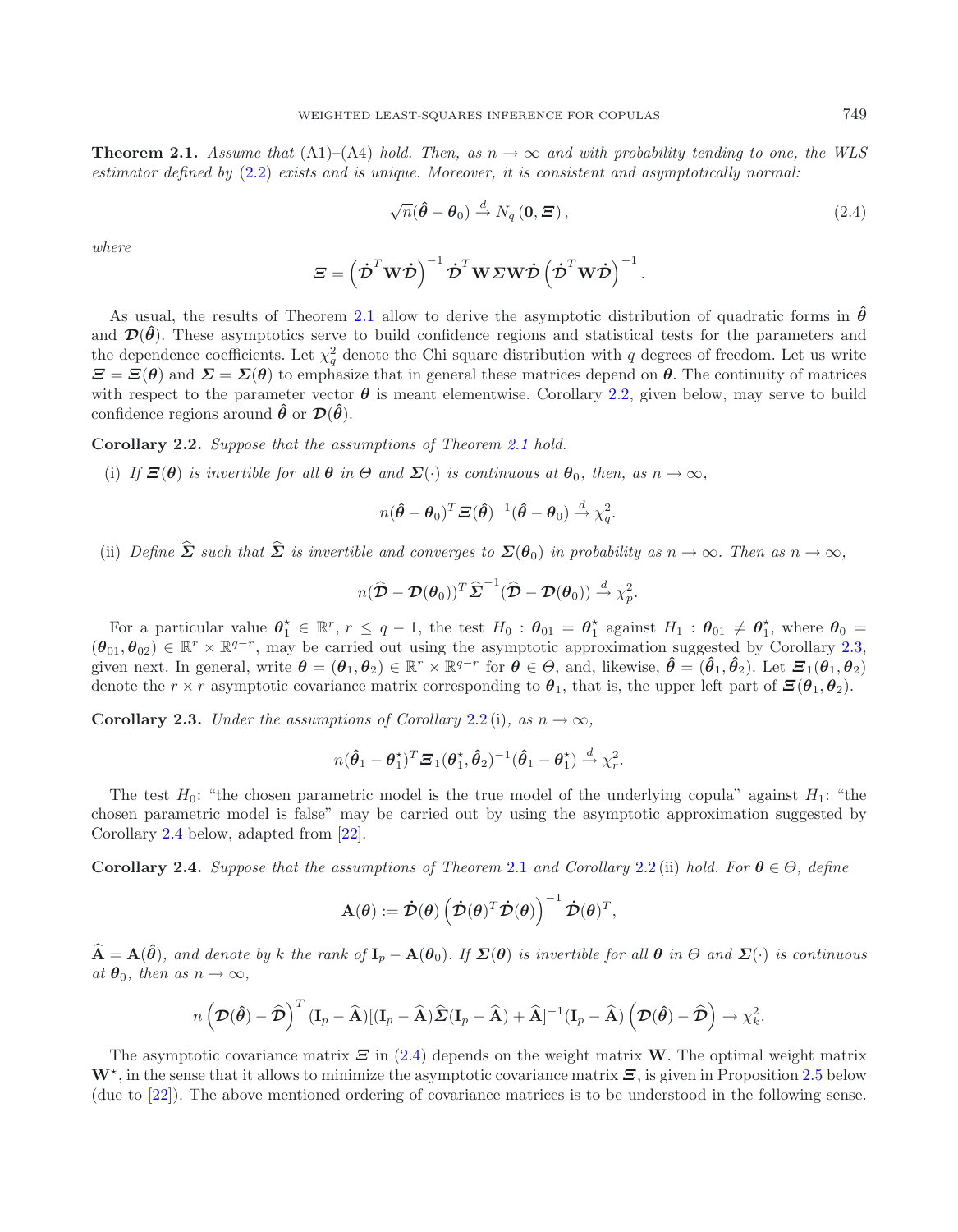**Theorem 2.1.** *Assume that* (A1)–(A4) *hold. Then, as* $n \to \infty$ *and with probability tending to one, the WLS estimator defined by* (2.2) *exists and is unique. Moreover, it is consistent and asymptotically normal:*

$$\sqrt{n}(\hat{\boldsymbol{\theta}} - \boldsymbol{\theta}_0) \xrightarrow{d} N_q(\mathbf{0}, \boldsymbol{\Xi}), \tag{2.4}$$

*where*

$$\boldsymbol{\Xi} = \left(\dot{\boldsymbol{\mathcal{D}}}^T \mathbf{W} \dot{\boldsymbol{\mathcal{D}}}\right)^{-1} \dot{\boldsymbol{\mathcal{D}}}^T \mathbf{W} \boldsymbol{\Sigma} \mathbf{W} \dot{\boldsymbol{\mathcal{D}}} \left(\dot{\boldsymbol{\mathcal{D}}}^T \mathbf{W} \dot{\boldsymbol{\mathcal{D}}}\right)^{-1}.$$

As usual, the results of Theorem 2.1 allow to derive the asymptotic distribution of quadratic forms in $\hat{\boldsymbol{\theta}}$ and $\boldsymbol{\mathcal{D}}(\hat{\boldsymbol{\theta}})$. These asymptotics serve to build confidence regions and statistical tests for the parameters and the dependence coefficients. Let $\chi^2_q$ denote the Chi square distribution with $q$ degrees of freedom. Let us write $\boldsymbol{\Xi} = \boldsymbol{\Xi}(\boldsymbol{\theta})$ and $\boldsymbol{\Sigma} = \boldsymbol{\Sigma}(\boldsymbol{\theta})$ to emphasize that in general these matrices depend on $\boldsymbol{\theta}$. The continuity of matrices with respect to the parameter vector $\boldsymbol{\theta}$ is meant elementwise. Corollary 2.2, given below, may serve to build confidence regions around $\hat{\boldsymbol{\theta}}$ or $\boldsymbol{\mathcal{D}}(\hat{\boldsymbol{\theta}})$.

**Corollary 2.2.** *Suppose that the assumptions of Theorem 2.1 hold.*

(i) *If* $\boldsymbol{\Xi}(\boldsymbol{\theta})$ *is invertible for all* $\boldsymbol{\theta}$ *in* $\Theta$ *and* $\boldsymbol{\Sigma}(\cdot)$ *is continuous at* $\boldsymbol{\theta}_0$*, then, as* $n \to \infty$,

$$n(\hat{\boldsymbol{\theta}} - \boldsymbol{\theta}_0)^T \boldsymbol{\Xi}(\hat{\boldsymbol{\theta}})^{-1}(\hat{\boldsymbol{\theta}} - \boldsymbol{\theta}_0) \xrightarrow{d} \chi^2_q.$$

(ii) *Define* $\widehat{\boldsymbol{\Sigma}}$ *such that* $\widehat{\boldsymbol{\Sigma}}$ *is invertible and converges to* $\boldsymbol{\Sigma}(\boldsymbol{\theta}_0)$ *in probability as* $n \to \infty$*. Then as* $n \to \infty$,

$$n(\widehat{\boldsymbol{\mathcal{D}}} - \boldsymbol{\mathcal{D}}(\boldsymbol{\theta}_0))^T \widehat{\boldsymbol{\Sigma}}^{-1}(\widehat{\boldsymbol{\mathcal{D}}} - \boldsymbol{\mathcal{D}}(\boldsymbol{\theta}_0)) \xrightarrow{d} \chi^2_p.$$

For a particular value $\boldsymbol{\theta}_1^\star \in \mathbb{R}^r$, $r \leq q-1$, the test $H_0 : \boldsymbol{\theta}_{01} = \boldsymbol{\theta}_1^\star$ against $H_1 : \boldsymbol{\theta}_{01} \neq \boldsymbol{\theta}_1^\star$, where $\boldsymbol{\theta}_0 = (\boldsymbol{\theta}_{01}, \boldsymbol{\theta}_{02}) \in \mathbb{R}^r \times \mathbb{R}^{q-r}$, may be carried out using the asymptotic approximation suggested by Corollary 2.3, given next. In general, write $\boldsymbol{\theta} = (\boldsymbol{\theta}_1, \boldsymbol{\theta}_2) \in \mathbb{R}^r \times \mathbb{R}^{q-r}$ for $\boldsymbol{\theta} \in \Theta$, and, likewise, $\hat{\boldsymbol{\theta}} = (\hat{\boldsymbol{\theta}}_1, \hat{\boldsymbol{\theta}}_2)$. Let $\boldsymbol{\Xi}_1(\boldsymbol{\theta}_1, \boldsymbol{\theta}_2)$ denote the $r \times r$ asymptotic covariance matrix corresponding to $\boldsymbol{\theta}_1$, that is, the upper left part of $\boldsymbol{\Xi}(\boldsymbol{\theta}_1, \boldsymbol{\theta}_2)$.

**Corollary 2.3.** *Under the assumptions of Corollary 2.2* (i)*, as* $n \to \infty$,

$$n(\hat{\boldsymbol{\theta}}_1 - \boldsymbol{\theta}_1^\star)^T \boldsymbol{\Xi}_1(\boldsymbol{\theta}_1^\star, \hat{\boldsymbol{\theta}}_2)^{-1}(\hat{\boldsymbol{\theta}}_1 - \boldsymbol{\theta}_1^\star) \xrightarrow{d} \chi^2_r.$$

The test $H_0$: "the chosen parametric model is the true model of the underlying copula" against $H_1$: "the chosen parametric model is false" may be carried out by using the asymptotic approximation suggested by Corollary 2.4 below, adapted from [22].

**Corollary 2.4.** *Suppose that the assumptions of Theorem* 2.1 *and Corollary* 2.2 (ii) *hold. For* $\boldsymbol{\theta} \in \Theta$*, define*

$$\mathbf{A}(\boldsymbol{\theta}) := \dot{\boldsymbol{\mathcal{D}}}(\boldsymbol{\theta}) \left(\dot{\boldsymbol{\mathcal{D}}}(\boldsymbol{\theta})^T \dot{\boldsymbol{\mathcal{D}}}(\boldsymbol{\theta})\right)^{-1} \dot{\boldsymbol{\mathcal{D}}}(\boldsymbol{\theta})^T,$$

$\widehat{\mathbf{A}} = \mathbf{A}(\hat{\boldsymbol{\theta}})$*, and denote by* $k$ *the rank of* $\mathbf{I}_p - \mathbf{A}(\boldsymbol{\theta}_0)$*. If* $\boldsymbol{\Sigma}(\boldsymbol{\theta})$ *is invertible for all* $\boldsymbol{\theta}$ *in* $\Theta$ *and* $\boldsymbol{\Sigma}(\cdot)$ *is continuous at* $\boldsymbol{\theta}_0$*, then as* $n \to \infty$,

$$n\left(\boldsymbol{\mathcal{D}}(\hat{\boldsymbol{\theta}}) - \widehat{\boldsymbol{\mathcal{D}}}\right)^T (\mathbf{I}_p - \widehat{\mathbf{A}})[(\mathbf{I}_p - \widehat{\mathbf{A}})\widehat{\boldsymbol{\Sigma}}(\mathbf{I}_p - \widehat{\mathbf{A}}) + \widehat{\mathbf{A}}]^{-1}(\mathbf{I}_p - \widehat{\mathbf{A}})\left(\boldsymbol{\mathcal{D}}(\hat{\boldsymbol{\theta}}) - \widehat{\boldsymbol{\mathcal{D}}}\right) \to \chi^2_k.$$

The asymptotic covariance matrix $\boldsymbol{\Xi}$ in (2.4) depends on the weight matrix $\mathbf{W}$. The optimal weight matrix $\mathbf{W}^\star$, in the sense that it allows to minimize the asymptotic covariance matrix $\boldsymbol{\Xi}$, is given in Proposition 2.5 below (due to [22]). The above mentioned ordering of covariance matrices is to be understood in the following sense.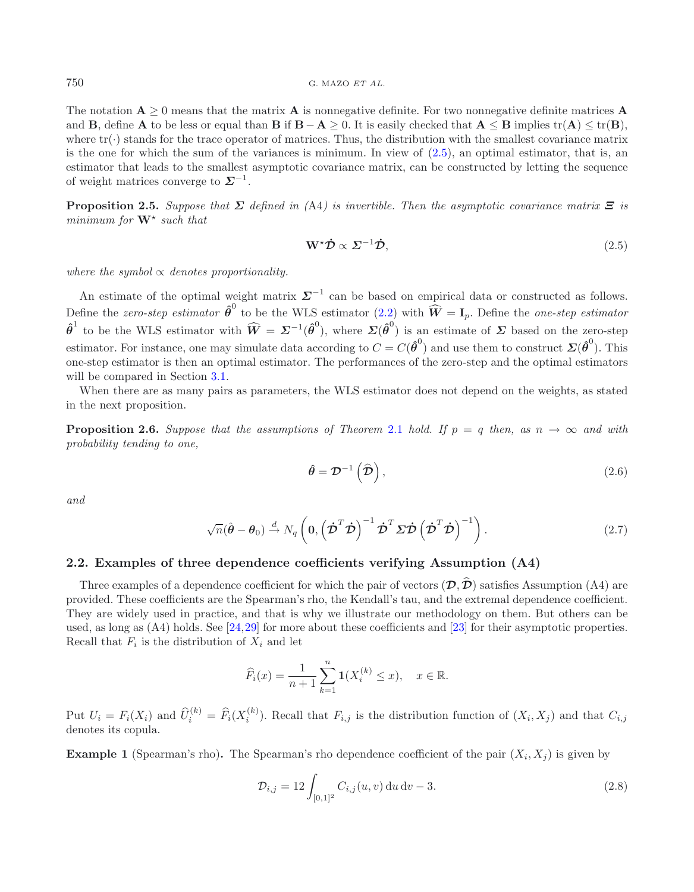The notation $\mathbf{A} \geq 0$ means that the matrix $\mathbf{A}$ is nonnegative definite. For two nonnegative definite matrices $\mathbf{A}$ and $\mathbf{B}$, define $\mathbf{A}$ to be less or equal than $\mathbf{B}$ if $\mathbf{B} - \mathbf{A} \geq 0$. It is easily checked that $\mathbf{A} \leq \mathbf{B}$ implies $\mathrm{tr}(\mathbf{A}) \leq \mathrm{tr}(\mathbf{B})$, where $\mathrm{tr}(\cdot)$ stands for the trace operator of matrices. Thus, the distribution with the smallest covariance matrix is the one for which the sum of the variances is minimum. In view of (2.5), an optimal estimator, that is, an estimator that leads to the smallest asymptotic covariance matrix, can be constructed by letting the sequence of weight matrices converge to $\boldsymbol{\Sigma}^{-1}$.

**Proposition 2.5.** *Suppose that $\boldsymbol{\Sigma}$ defined in (A4) is invertible. Then the asymptotic covariance matrix $\boldsymbol{\Xi}$ is minimum for $\mathbf{W}^\star$ such that*

$$\mathbf{W}^\star \dot{\boldsymbol{\mathcal{D}}} \propto \boldsymbol{\Sigma}^{-1} \dot{\boldsymbol{\mathcal{D}}}, \tag{2.5}$$

*where the symbol $\propto$ denotes proportionality.*

An estimate of the optimal weight matrix $\boldsymbol{\Sigma}^{-1}$ can be based on empirical data or constructed as follows. Define the *zero-step estimator* $\hat{\boldsymbol{\theta}}^0$ to be the WLS estimator (2.2) with $\widehat{\boldsymbol{W}} = \mathbf{I}_p$. Define the *one-step estimator* $\hat{\boldsymbol{\theta}}^1$ to be the WLS estimator with $\widehat{\boldsymbol{W}} = \boldsymbol{\Sigma}^{-1}(\hat{\boldsymbol{\theta}}^0)$, where $\boldsymbol{\Sigma}(\hat{\boldsymbol{\theta}}^0)$ is an estimate of $\boldsymbol{\Sigma}$ based on the zero-step estimator. For instance, one may simulate data according to $C = C(\hat{\boldsymbol{\theta}}^0)$ and use them to construct $\boldsymbol{\Sigma}(\hat{\boldsymbol{\theta}}^0)$. This one-step estimator is then an optimal estimator. The performances of the zero-step and the optimal estimators will be compared in Section 3.1.

When there are as many pairs as parameters, the WLS estimator does not depend on the weights, as stated in the next proposition.

**Proposition 2.6.** *Suppose that the assumptions of Theorem 2.1 hold. If $p = q$ then, as $n \to \infty$ and with probability tending to one,*

$$\hat{\boldsymbol{\theta}} = \boldsymbol{\mathcal{D}}^{-1}\left(\widehat{\boldsymbol{\mathcal{D}}}\right), \tag{2.6}$$

*and*

$$\sqrt{n}(\hat{\boldsymbol{\theta}} - \boldsymbol{\theta}_0) \xrightarrow{d} N_q\left(\mathbf{0}, \left(\dot{\boldsymbol{\mathcal{D}}}^T \dot{\boldsymbol{\mathcal{D}}}\right)^{-1} \dot{\boldsymbol{\mathcal{D}}}^T \boldsymbol{\Sigma} \dot{\boldsymbol{\mathcal{D}}} \left(\dot{\boldsymbol{\mathcal{D}}}^T \dot{\boldsymbol{\mathcal{D}}}\right)^{-1}\right). \tag{2.7}$$

## 2.2. Examples of three dependence coefficients verifying Assumption (A4)

Three examples of a dependence coefficient for which the pair of vectors $(\boldsymbol{\mathcal{D}}, \widehat{\boldsymbol{\mathcal{D}}})$ satisfies Assumption (A4) are provided. These coefficients are the Spearman's rho, the Kendall's tau, and the extremal dependence coefficient. They are widely used in practice, and that is why we illustrate our methodology on them. But others can be used, as long as (A4) holds. See [24,29] for more about these coefficients and [23] for their asymptotic properties. Recall that $F_i$ is the distribution of $X_i$ and let

$$\widehat{F}_i(x) = \frac{1}{n+1} \sum_{k=1}^{n} \mathbf{1}(X_i^{(k)} \leq x), \quad x \in \mathbb{R}.$$

Put $U_i = F_i(X_i)$ and $\widehat{U}_i^{(k)} = \widehat{F}_i(X_i^{(k)})$. Recall that $F_{i,j}$ is the distribution function of $(X_i, X_j)$ and that $C_{i,j}$ denotes its copula.

**Example 1** (Spearman's rho)**.** The Spearman's rho dependence coefficient of the pair $(X_i, X_j)$ is given by

$$\mathcal{D}_{i,j} = 12 \int_{[0,1]^2} C_{i,j}(u, v) \, \mathrm{d}u \, \mathrm{d}v - 3. \tag{2.8}$$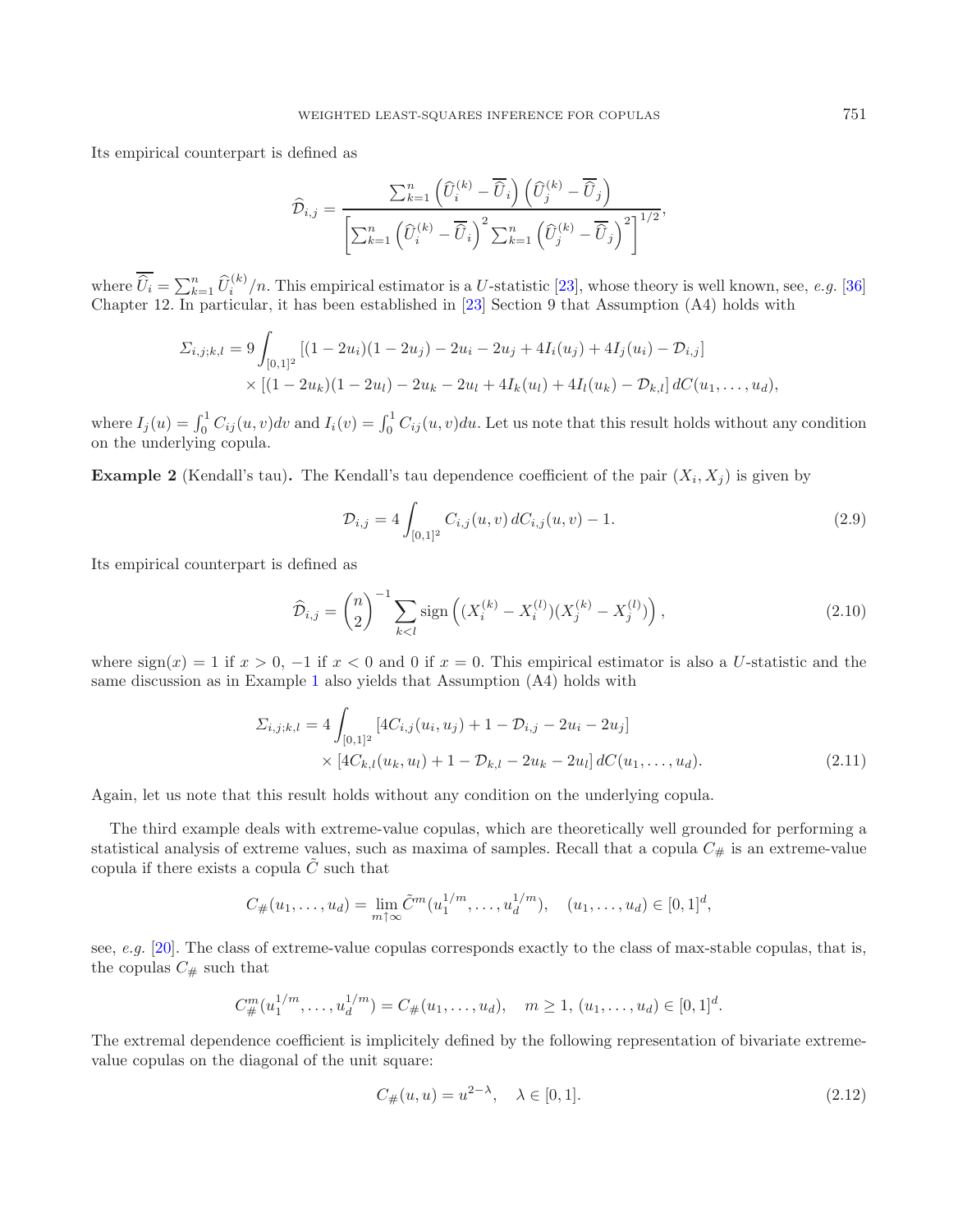Its empirical counterpart is defined as

$$\widehat{\mathcal{D}}_{i,j} = \frac{\sum_{k=1}^n \left(\widehat{U}_i^{(k)} - \overline{\widehat{U}}_i\right)\left(\widehat{U}_j^{(k)} - \overline{\widehat{U}}_j\right)}{\left[\sum_{k=1}^n \left(\widehat{U}_i^{(k)} - \overline{\widehat{U}}_i\right)^2 \sum_{k=1}^n \left(\widehat{U}_j^{(k)} - \overline{\widehat{U}}_j\right)^2\right]^{1/2}},$$

where $\overline{\widehat{U}}_i = \sum_{k=1}^n \widehat{U}_i^{(k)}/n$. This empirical estimator is a $U$-statistic [23], whose theory is well known, see, *e.g.* [36] Chapter 12. In particular, it has been established in [23] Section 9 that Assumption (A4) holds with

$$\begin{aligned}\Sigma_{i,j;k,l} = 9 \int_{[0,1]^2} &[(1-2u_i)(1-2u_j) - 2u_i - 2u_j + 4I_i(u_j) + 4I_j(u_i) - \mathcal{D}_{i,j}] \\ &\times [(1-2u_k)(1-2u_l) - 2u_k - 2u_l + 4I_k(u_l) + 4I_l(u_k) - \mathcal{D}_{k,l}]\, dC(u_1, \dots, u_d),\end{aligned}$$

where $I_j(u) = \int_0^1 C_{ij}(u,v)dv$ and $I_i(v) = \int_0^1 C_{ij}(u,v)du$. Let us note that this result holds without any condition on the underlying copula.

**Example 2** (Kendall's tau)**.** The Kendall's tau dependence coefficient of the pair $(X_i, X_j)$ is given by

$$\mathcal{D}_{i,j} = 4 \int_{[0,1]^2} C_{i,j}(u,v)\, dC_{i,j}(u,v) - 1. \tag{2.9}$$

Its empirical counterpart is defined as

$$\widehat{\mathcal{D}}_{i,j} = \binom{n}{2}^{-1} \sum_{k<l} \operatorname{sign}\left((X_i^{(k)} - X_i^{(l)})(X_j^{(k)} - X_j^{(l)})\right), \tag{2.10}$$

where $\operatorname{sign}(x) = 1$ if $x > 0$, $-1$ if $x < 0$ and $0$ if $x = 0$. This empirical estimator is also a $U$-statistic and the same discussion as in Example 1 also yields that Assumption (A4) holds with

$$\begin{aligned}\Sigma_{i,j;k,l} = 4 \int_{[0,1]^2} &[4C_{i,j}(u_i, u_j) + 1 - \mathcal{D}_{i,j} - 2u_i - 2u_j] \\ &\times [4C_{k,l}(u_k, u_l) + 1 - \mathcal{D}_{k,l} - 2u_k - 2u_l]\, dC(u_1, \dots, u_d).\end{aligned} \tag{2.11}$$

Again, let us note that this result holds without any condition on the underlying copula.

The third example deals with extreme-value copulas, which are theoretically well grounded for performing a statistical analysis of extreme values, such as maxima of samples. Recall that a copula $C_\#$ is an extreme-value copula if there exists a copula $\tilde{C}$ such that

$$C_\#(u_1, \dots, u_d) = \lim_{m \uparrow \infty} \tilde{C}^m(u_1^{1/m}, \dots, u_d^{1/m}), \quad (u_1, \dots, u_d) \in [0,1]^d,$$

see, *e.g.* [20]. The class of extreme-value copulas corresponds exactly to the class of max-stable copulas, that is, the copulas $C_\#$ such that

$$C_\#^m(u_1^{1/m}, \dots, u_d^{1/m}) = C_\#(u_1, \dots, u_d), \quad m \geq 1,\ (u_1, \dots, u_d) \in [0,1]^d.$$

The extremal dependence coefficient is implicitely defined by the following representation of bivariate extreme-value copulas on the diagonal of the unit square:

$$C_\#(u,u) = u^{2-\lambda}, \quad \lambda \in [0,1]. \tag{2.12}$$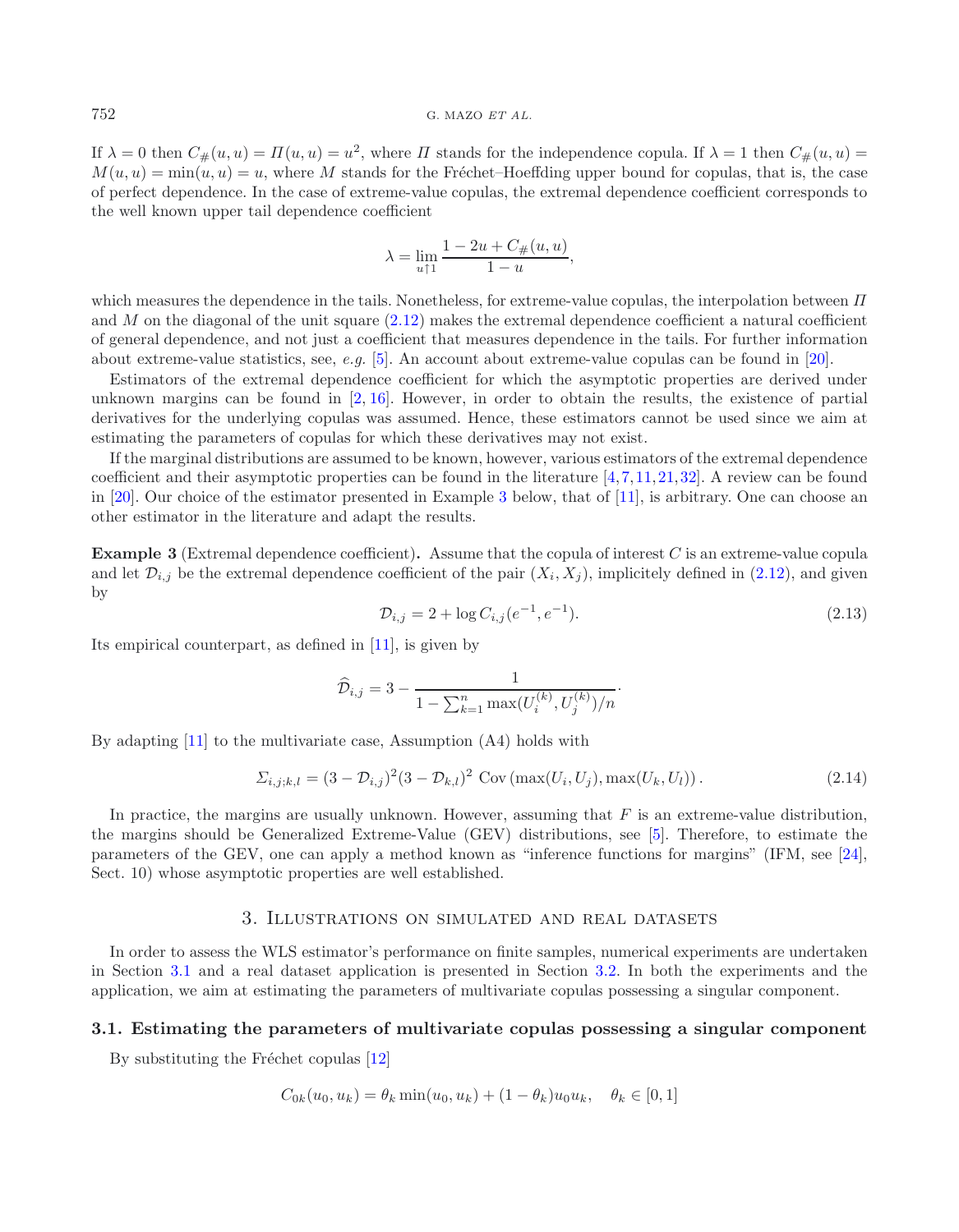If $\lambda = 0$ then $C_\#(u,u) = \Pi(u,u) = u^2$, where $\Pi$ stands for the independence copula. If $\lambda = 1$ then $C_\#(u,u) = M(u,u) = \min(u,u) = u$, where $M$ stands for the Fréchet–Hoeffding upper bound for copulas, that is, the case of perfect dependence. In the case of extreme-value copulas, the extremal dependence coefficient corresponds to the well known upper tail dependence coefficient

$$\lambda = \lim_{u \uparrow 1} \frac{1 - 2u + C_\#(u,u)}{1-u},$$

which measures the dependence in the tails. Nonetheless, for extreme-value copulas, the interpolation between $\Pi$ and $M$ on the diagonal of the unit square (2.12) makes the extremal dependence coefficient a natural coefficient of general dependence, and not just a coefficient that measures dependence in the tails. For further information about extreme-value statistics, see, *e.g.* [5]. An account about extreme-value copulas can be found in [20].

Estimators of the extremal dependence coefficient for which the asymptotic properties are derived under unknown margins can be found in [2, 16]. However, in order to obtain the results, the existence of partial derivatives for the underlying copulas was assumed. Hence, these estimators cannot be used since we aim at estimating the parameters of copulas for which these derivatives may not exist.

If the marginal distributions are assumed to be known, however, various estimators of the extremal dependence coefficient and their asymptotic properties can be found in the literature [4, 7, 11, 21, 32]. A review can be found in [20]. Our choice of the estimator presented in Example 3 below, that of [11], is arbitrary. One can choose an other estimator in the literature and adapt the results.

**Example 3** (Extremal dependence coefficient)**.** Assume that the copula of interest $C$ is an extreme-value copula and let $\mathcal{D}_{i,j}$ be the extremal dependence coefficient of the pair $(X_i, X_j)$, implicitely defined in (2.12), and given by

$$\mathcal{D}_{i,j} = 2 + \log C_{i,j}(e^{-1}, e^{-1}). \tag{2.13}$$

Its empirical counterpart, as defined in [11], is given by

$$\widehat{\mathcal{D}}_{i,j} = 3 - \frac{1}{1 - \sum_{k=1}^{n} \max(U_i^{(k)}, U_j^{(k)})/n}.$$

By adapting [11] to the multivariate case, Assumption (A4) holds with

$$\Sigma_{i,j;k,l} = (3 - \mathcal{D}_{i,j})^2 (3 - \mathcal{D}_{k,l})^2 \ \mathrm{Cov}\left(\max(U_i, U_j), \max(U_k, U_l)\right). \tag{2.14}$$

In practice, the margins are usually unknown. However, assuming that $F$ is an extreme-value distribution, the margins should be Generalized Extreme-Value (GEV) distributions, see [5]. Therefore, to estimate the parameters of the GEV, one can apply a method known as "inference functions for margins" (IFM, see [24], Sect. 10) whose asymptotic properties are well established.

## 3. Illustrations on simulated and real datasets

In order to assess the WLS estimator's performance on finite samples, numerical experiments are undertaken in Section 3.1 and a real dataset application is presented in Section 3.2. In both the experiments and the application, we aim at estimating the parameters of multivariate copulas possessing a singular component.

### 3.1. Estimating the parameters of multivariate copulas possessing a singular component

By substituting the Fréchet copulas [12]

$$C_{0k}(u_0, u_k) = \theta_k \min(u_0, u_k) + (1 - \theta_k) u_0 u_k, \quad \theta_k \in [0,1]$$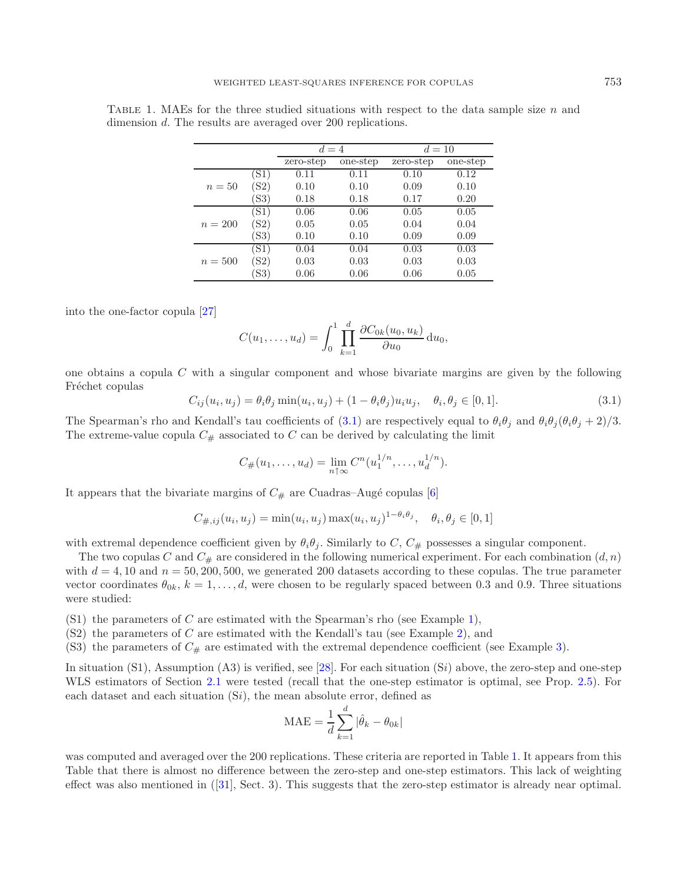TABLE 1. MAEs for the three studied situations with respect to the data sample size $n$ and dimension $d$. The results are averaged over 200 replications.

| | | $d = 4$ | | $d = 10$ | |
|---|---|---|---|---|---|
| | | zero-step | one-step | zero-step | one-step |
| $n = 50$ | (S1) | 0.11 | 0.11 | 0.10 | 0.12 |
| | (S2) | 0.10 | 0.10 | 0.09 | 0.10 |
| | (S3) | 0.18 | 0.18 | 0.17 | 0.20 |
| $n = 200$ | (S1) | 0.06 | 0.06 | 0.05 | 0.05 |
| | (S2) | 0.05 | 0.05 | 0.04 | 0.04 |
| | (S3) | 0.10 | 0.10 | 0.09 | 0.09 |
| $n = 500$ | (S1) | 0.04 | 0.04 | 0.03 | 0.03 |
| | (S2) | 0.03 | 0.03 | 0.03 | 0.03 |
| | (S3) | 0.06 | 0.06 | 0.06 | 0.05 |

into the one-factor copula [27]

$$C(u_1, \ldots, u_d) = \int_0^1 \prod_{k=1}^{d} \frac{\partial C_{0k}(u_0, u_k)}{\partial u_0} \, \mathrm{d}u_0,$$

one obtains a copula $C$ with a singular component and whose bivariate margins are given by the following Fréchet copulas

$$C_{ij}(u_i, u_j) = \theta_i \theta_j \min(u_i, u_j) + (1 - \theta_i \theta_j) u_i u_j, \quad \theta_i, \theta_j \in [0, 1]. \tag{3.1}$$

The Spearman's rho and Kendall's tau coefficients of (3.1) are respectively equal to $\theta_i \theta_j$ and $\theta_i \theta_j (\theta_i \theta_j + 2)/3$. The extreme-value copula $C_{\#}$ associated to $C$ can be derived by calculating the limit

$$C_{\#}(u_1, \ldots, u_d) = \lim_{n \uparrow \infty} C^n(u_1^{1/n}, \ldots, u_d^{1/n}).$$

It appears that the bivariate margins of $C_{\#}$ are Cuadras–Augé copulas [6]

$$C_{\#,ij}(u_i, u_j) = \min(u_i, u_j) \max(u_i, u_j)^{1 - \theta_i \theta_j}, \quad \theta_i, \theta_j \in [0, 1]$$

with extremal dependence coefficient given by $\theta_i \theta_j$. Similarly to $C$, $C_{\#}$ possesses a singular component.

The two copulas $C$ and $C_{\#}$ are considered in the following numerical experiment. For each combination $(d, n)$ with $d = 4, 10$ and $n = 50, 200, 500$, we generated 200 datasets according to these copulas. The true parameter vector coordinates $\theta_{0k}$, $k = 1, \ldots, d$, were chosen to be regularly spaced between 0.3 and 0.9. Three situations were studied:

(S1) the parameters of $C$ are estimated with the Spearman's rho (see Example 1),
(S2) the parameters of $C$ are estimated with the Kendall's tau (see Example 2), and
(S3) the parameters of $C_{\#}$ are estimated with the extremal dependence coefficient (see Example 3).

In situation (S1), Assumption (A3) is verified, see [28]. For each situation (S$i$) above, the zero-step and one-step WLS estimators of Section 2.1 were tested (recall that the one-step estimator is optimal, see Prop. 2.5). For each dataset and each situation (S$i$), the mean absolute error, defined as

$$\text{MAE} = \frac{1}{d} \sum_{k=1}^{d} |\hat{\theta}_k - \theta_{0k}|$$

was computed and averaged over the 200 replications. These criteria are reported in Table 1. It appears from this Table that there is almost no difference between the zero-step and one-step estimators. This lack of weighting effect was also mentioned in ([31], Sect. 3). This suggests that the zero-step estimator is already near optimal.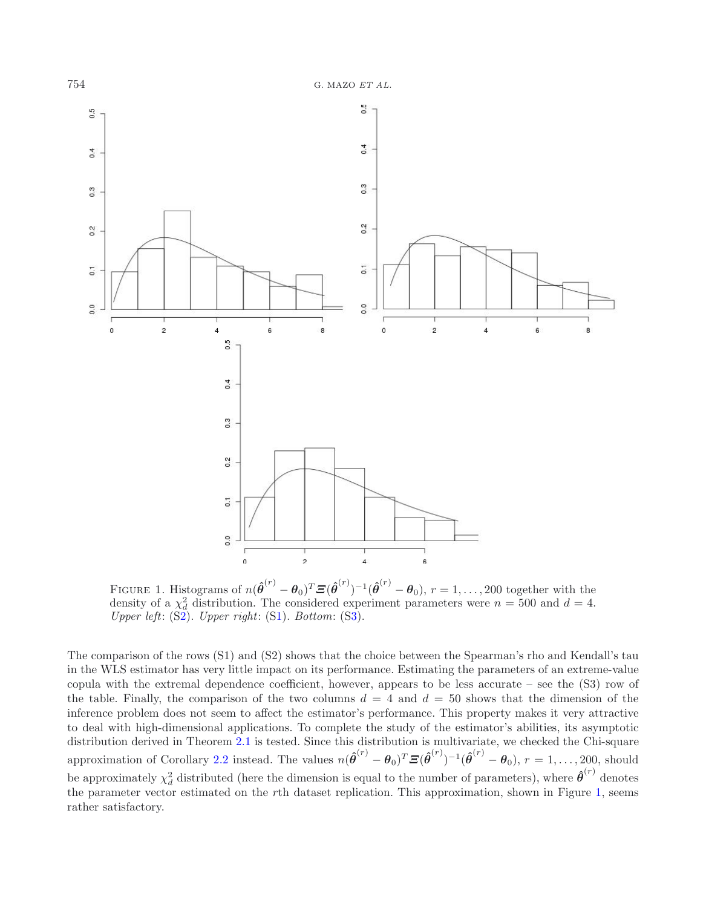FIGURE 1. Histograms of $n(\hat{\boldsymbol{\theta}}^{(r)} - \boldsymbol{\theta}_0)^T \boldsymbol{\Xi}(\hat{\boldsymbol{\theta}}^{(r)})^{-1}(\hat{\boldsymbol{\theta}}^{(r)} - \boldsymbol{\theta}_0)$, $r = 1, \ldots, 200$ together with the density of a $\chi^2_d$ distribution. The considered experiment parameters were $n = 500$ and $d = 4$. *Upper left*: (S2). *Upper right*: (S1). *Bottom*: (S3).

The comparison of the rows (S1) and (S2) shows that the choice between the Spearman's rho and Kendall's tau in the WLS estimator has very little impact on its performance. Estimating the parameters of an extreme-value copula with the extremal dependence coefficient, however, appears to be less accurate – see the (S3) row of the table. Finally, the comparison of the two columns $d = 4$ and $d = 50$ shows that the dimension of the inference problem does not seem to affect the estimator's performance. This property makes it very attractive to deal with high-dimensional applications. To complete the study of the estimator's abilities, its asymptotic distribution derived in Theorem 2.1 is tested. Since this distribution is multivariate, we checked the Chi-square approximation of Corollary 2.2 instead. The values $n(\hat{\boldsymbol{\theta}}^{(r)} - \boldsymbol{\theta}_0)^T \boldsymbol{\Xi}(\hat{\boldsymbol{\theta}}^{(r)})^{-1}(\hat{\boldsymbol{\theta}}^{(r)} - \boldsymbol{\theta}_0)$, $r = 1, \ldots, 200$, should be approximately $\chi^2_d$ distributed (here the dimension is equal to the number of parameters), where $\hat{\boldsymbol{\theta}}^{(r)}$ denotes the parameter vector estimated on the $r$th dataset replication. This approximation, shown in Figure 1, seems rather satisfactory.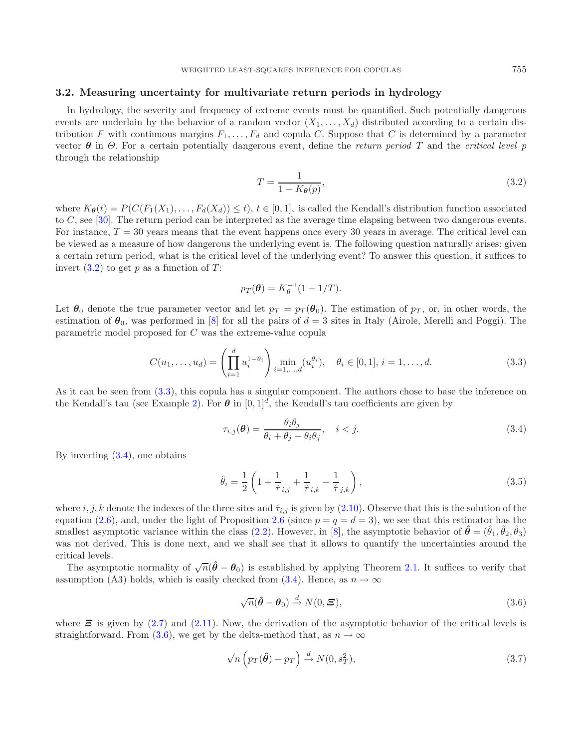### 3.2. Measuring uncertainty for multivariate return periods in hydrology

In hydrology, the severity and frequency of extreme events must be quantified. Such potentially dangerous events are underlain by the behavior of a random vector $(X_1, \ldots, X_d)$ distributed according to a certain distribution $F$ with continuous margins $F_1, \ldots, F_d$ and copula $C$. Suppose that $C$ is determined by a parameter vector $\boldsymbol{\theta}$ in $\Theta$. For a certain potentially dangerous event, define the *return period* $T$ and the *critical level* $p$ through the relationship

$$T = \frac{1}{1 - K_{\boldsymbol{\theta}}(p)}, \tag{3.2}$$

where $K_{\boldsymbol{\theta}}(t) = P(C(F_1(X_1), \ldots, F_d(X_d)) \leq t)$, $t \in [0,1]$, is called the Kendall's distribution function associated to $C$, see [30]. The return period can be interpreted as the average time elapsing between two dangerous events. For instance, $T = 30$ years means that the event happens once every 30 years in average. The critical level can be viewed as a measure of how dangerous the underlying event is. The following question naturally arises: given a certain return period, what is the critical level of the underlying event? To answer this question, it suffices to invert (3.2) to get $p$ as a function of $T$:

$$p_T(\boldsymbol{\theta}) = K_{\boldsymbol{\theta}}^{-1}(1 - 1/T).$$

Let $\boldsymbol{\theta}_0$ denote the true parameter vector and let $p_T = p_T(\boldsymbol{\theta}_0)$. The estimation of $p_T$, or, in other words, the estimation of $\boldsymbol{\theta}_0$, was performed in [8] for all the pairs of $d = 3$ sites in Italy (Airole, Merelli and Poggi). The parametric model proposed for $C$ was the extreme-value copula

$$C(u_1, \ldots, u_d) = \left( \prod_{i=1}^{d} u_i^{1-\theta_i} \right) \min_{i=1,\ldots,d} (u_i^{\theta_i}), \quad \theta_i \in [0,1],\ i = 1, \ldots, d. \tag{3.3}$$

As it can be seen from (3.3), this copula has a singular component. The authors chose to base the inference on the Kendall's tau (see Example 2). For $\boldsymbol{\theta}$ in $[0,1]^d$, the Kendall's tau coefficients are given by

$$\tau_{i,j}(\boldsymbol{\theta}) = \frac{\theta_i \theta_j}{\theta_i + \theta_j - \theta_i \theta_j}, \quad i < j. \tag{3.4}$$

By inverting (3.4), one obtains

$$\hat{\theta}_i = \frac{1}{2} \left( 1 + \frac{1}{\hat{\tau}_{i,j}} + \frac{1}{\hat{\tau}_{i,k}} - \frac{1}{\hat{\tau}_{j,k}} \right), \tag{3.5}$$

where $i, j, k$ denote the indexes of the three sites and $\hat{\tau}_{i,j}$ is given by (2.10). Observe that this is the solution of the equation (2.6), and, under the light of Proposition 2.6 (since $p = q = d = 3$), we see that this estimator has the smallest asymptotic variance within the class (2.2). However, in [8], the asymptotic behavior of $\hat{\boldsymbol{\theta}} = (\hat{\theta}_1, \hat{\theta}_2, \hat{\theta}_3)$ was not derived. This is done next, and we shall see that it allows to quantify the uncertainties around the critical levels.

The asymptotic normality of $\sqrt{n}(\hat{\boldsymbol{\theta}} - \boldsymbol{\theta}_0)$ is established by applying Theorem 2.1. It suffices to verify that assumption (A3) holds, which is easily checked from (3.4). Hence, as $n \to \infty$

$$\sqrt{n}(\hat{\boldsymbol{\theta}} - \boldsymbol{\theta}_0) \xrightarrow{d} N(0, \boldsymbol{\Xi}), \tag{3.6}$$

where $\boldsymbol{\Xi}$ is given by (2.7) and (2.11). Now, the derivation of the asymptotic behavior of the critical levels is straightforward. From (3.6), we get by the delta-method that, as $n \to \infty$

$$\sqrt{n} \left( p_T(\hat{\boldsymbol{\theta}}) - p_T \right) \xrightarrow{d} N(0, s_T^2), \tag{3.7}$$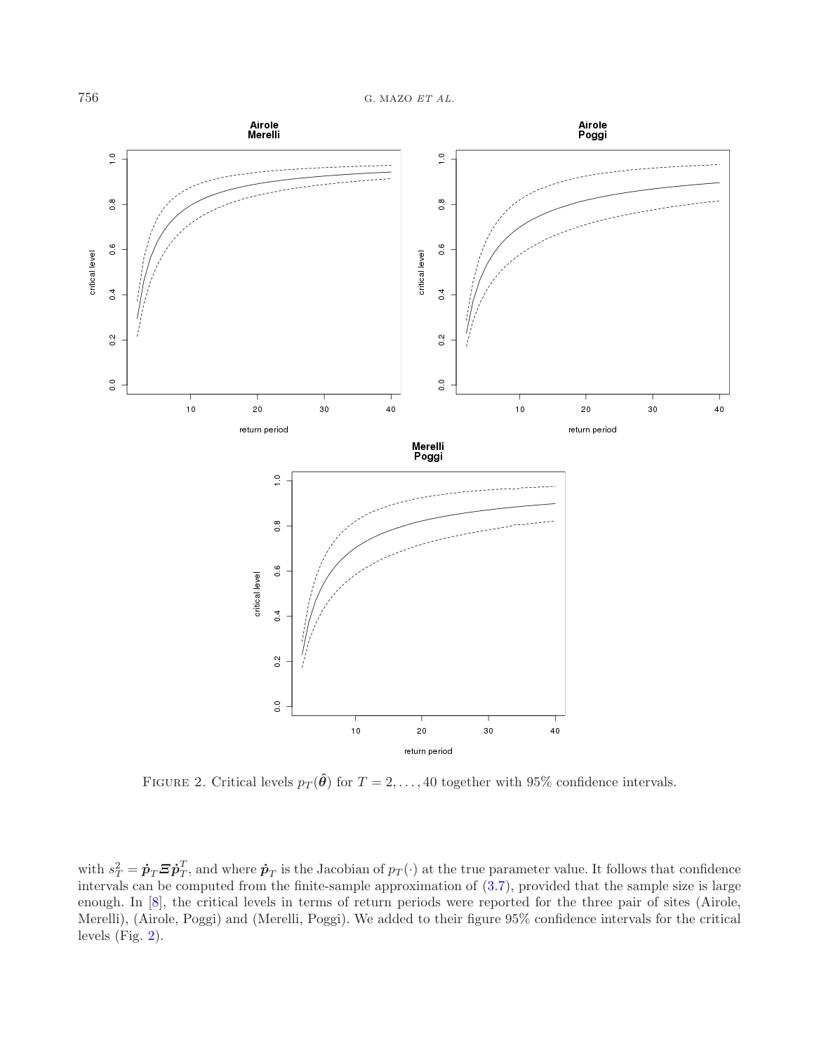FIGURE 2. Critical levels $p_T(\hat{\boldsymbol{\theta}})$ for $T = 2, \ldots, 40$ together with 95% confidence intervals.

with $s_T^2 = \dot{\boldsymbol{p}}_T \boldsymbol{\Xi} \dot{\boldsymbol{p}}_T^T$, and where $\dot{\boldsymbol{p}}_T$ is the Jacobian of $p_T(\cdot)$ at the true parameter value. It follows that confidence intervals can be computed from the finite-sample approximation of (3.7), provided that the sample size is large enough. In [8], the critical levels in terms of return periods were reported for the three pair of sites (Airole, Merelli), (Airole, Poggi) and (Merelli, Poggi). We added to their figure 95% confidence intervals for the critical levels (Fig. 2).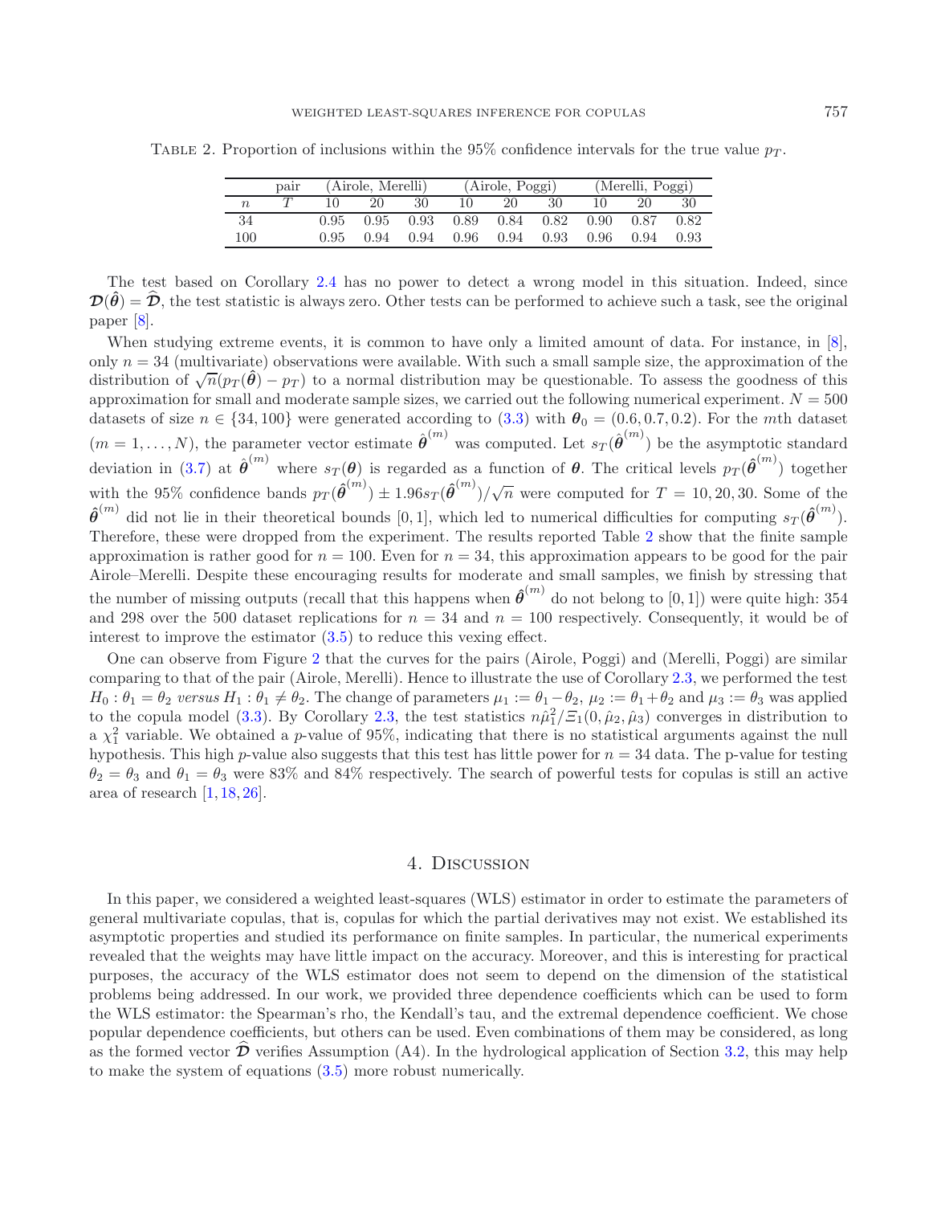Table 2. Proportion of inclusions within the 95% confidence intervals for the true value $p_T$.

| | pair | (Airole, Merelli) | | | (Airole, Poggi) | | | (Merelli, Poggi) | | |
|---|---|---|---|---|---|---|---|---|---|---|
| $n$ | $T$ | 10 | 20 | 30 | 10 | 20 | 30 | 10 | 20 | 30 |
| 34 | | 0.95 | 0.95 | 0.93 | 0.89 | 0.84 | 0.82 | 0.90 | 0.87 | 0.82 |
| 100 | | 0.95 | 0.94 | 0.94 | 0.96 | 0.94 | 0.93 | 0.96 | 0.94 | 0.93 |

The test based on Corollary 2.4 has no power to detect a wrong model in this situation. Indeed, since $\boldsymbol{\mathcal{D}}(\hat{\boldsymbol{\theta}}) = \widehat{\boldsymbol{\mathcal{D}}}$, the test statistic is always zero. Other tests can be performed to achieve such a task, see the original paper [8].

When studying extreme events, it is common to have only a limited amount of data. For instance, in [8], only $n = 34$ (multivariate) observations were available. With such a small sample size, the approximation of the distribution of $\sqrt{n}(p_T(\hat{\boldsymbol{\theta}}) - p_T)$ to a normal distribution may be questionable. To assess the goodness of this approximation for small and moderate sample sizes, we carried out the following numerical experiment. $N = 500$ datasets of size $n \in \{34, 100\}$ were generated according to (3.3) with $\boldsymbol{\theta}_0 = (0.6, 0.7, 0.2)$. For the $m$th dataset $(m = 1, \ldots, N)$, the parameter vector estimate $\hat{\boldsymbol{\theta}}^{(m)}$ was computed. Let $s_T(\hat{\boldsymbol{\theta}}^{(m)})$ be the asymptotic standard deviation in (3.7) at $\hat{\boldsymbol{\theta}}^{(m)}$ where $s_T(\boldsymbol{\theta})$ is regarded as a function of $\boldsymbol{\theta}$. The critical levels $p_T(\hat{\boldsymbol{\theta}}^{(m)})$ together with the 95% confidence bands $p_T(\hat{\boldsymbol{\theta}}^{(m)}) \pm 1.96 s_T(\hat{\boldsymbol{\theta}}^{(m)})/\sqrt{n}$ were computed for $T = 10, 20, 30$. Some of the $\hat{\boldsymbol{\theta}}^{(m)}$ did not lie in their theoretical bounds $[0, 1]$, which led to numerical difficulties for computing $s_T(\hat{\boldsymbol{\theta}}^{(m)})$. Therefore, these were dropped from the experiment. The results reported Table 2 show that the finite sample approximation is rather good for $n = 100$. Even for $n = 34$, this approximation appears to be good for the pair Airole–Merelli. Despite these encouraging results for moderate and small samples, we finish by stressing that the number of missing outputs (recall that this happens when $\hat{\boldsymbol{\theta}}^{(m)}$ do not belong to $[0, 1]$) were quite high: 354 and 298 over the 500 dataset replications for $n = 34$ and $n = 100$ respectively. Consequently, it would be of interest to improve the estimator (3.5) to reduce this vexing effect.

One can observe from Figure 2 that the curves for the pairs (Airole, Poggi) and (Merelli, Poggi) are similar comparing to that of the pair (Airole, Merelli). Hence to illustrate the use of Corollary 2.3, we performed the test $H_0 : \theta_1 = \theta_2$ *versus* $H_1 : \theta_1 \neq \theta_2$. The change of parameters $\mu_1 := \theta_1 - \theta_2$, $\mu_2 := \theta_1 + \theta_2$ and $\mu_3 := \theta_3$ was applied to the copula model (3.3). By Corollary 2.3, the test statistics $n\hat{\mu}_1^2/\Xi_1(0, \hat{\mu}_2, \hat{\mu}_3)$ converges in distribution to a $\chi_1^2$ variable. We obtained a $p$-value of 95%, indicating that there is no statistical arguments against the null hypothesis. This high $p$-value also suggests that this test has little power for $n = 34$ data. The p-value for testing $\theta_2 = \theta_3$ and $\theta_1 = \theta_3$ were 83% and 84% respectively. The search of powerful tests for copulas is still an active area of research [1, 18, 26].

## 4. Discussion

In this paper, we considered a weighted least-squares (WLS) estimator in order to estimate the parameters of general multivariate copulas, that is, copulas for which the partial derivatives may not exist. We established its asymptotic properties and studied its performance on finite samples. In particular, the numerical experiments revealed that the weights may have little impact on the accuracy. Moreover, and this is interesting for practical purposes, the accuracy of the WLS estimator does not seem to depend on the dimension of the statistical problems being addressed. In our work, we provided three dependence coefficients which can be used to form the WLS estimator: the Spearman's rho, the Kendall's tau, and the extremal dependence coefficient. We chose popular dependence coefficients, but others can be used. Even combinations of them may be considered, as long as the formed vector $\widehat{\boldsymbol{\mathcal{D}}}$ verifies Assumption (A4). In the hydrological application of Section 3.2, this may help to make the system of equations (3.5) more robust numerically.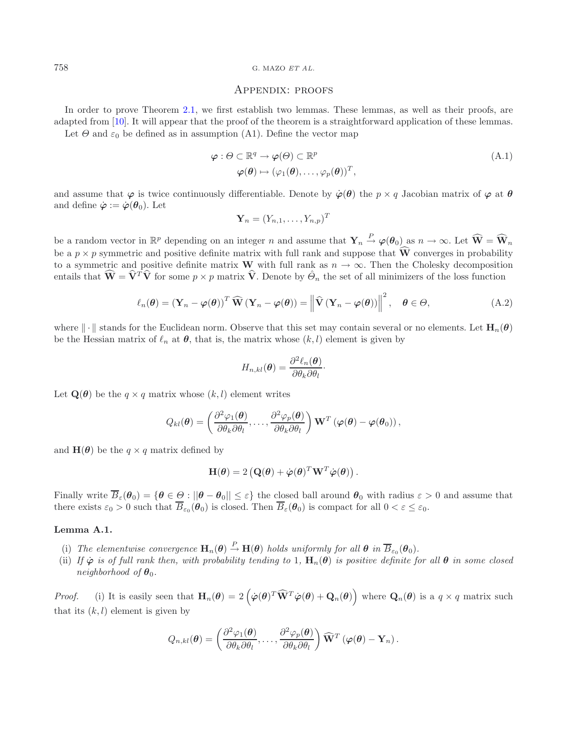## Appendix: proofs

In order to prove Theorem 2.1, we first establish two lemmas. These lemmas, as well as their proofs, are adapted from [10]. It will appear that the proof of the theorem is a straightforward application of these lemmas.

Let $\Theta$ and $\varepsilon_0$ be defined as in assumption (A1). Define the vector map

$$
\begin{aligned}
\boldsymbol{\varphi} : \Theta \subset \mathbb{R}^q &\to \boldsymbol{\varphi}(\Theta) \subset \mathbb{R}^p \\
\boldsymbol{\varphi}(\boldsymbol{\theta}) &\mapsto (\varphi_1(\boldsymbol{\theta}), \ldots, \varphi_p(\boldsymbol{\theta}))^T,
\end{aligned}
\tag{A.1}
$$

and assume that $\boldsymbol{\varphi}$ is twice continuously differentiable. Denote by $\dot{\boldsymbol{\varphi}}(\boldsymbol{\theta})$ the $p \times q$ Jacobian matrix of $\boldsymbol{\varphi}$ at $\boldsymbol{\theta}$ and define $\dot{\boldsymbol{\varphi}} := \dot{\boldsymbol{\varphi}}(\boldsymbol{\theta}_0)$. Let

$$
\mathbf{Y}_n = (Y_{n,1}, \ldots, Y_{n,p})^T
$$

be a random vector in $\mathbb{R}^p$ depending on an integer $n$ and assume that $\mathbf{Y}_n \xrightarrow{P} \boldsymbol{\varphi}(\boldsymbol{\theta}_0)$ as $n \to \infty$. Let $\widehat{\mathbf{W}} = \widehat{\mathbf{W}}_n$ be a $p \times p$ symmetric and positive definite matrix with full rank and suppose that $\widehat{\mathbf{W}}$ converges in probability to a symmetric and positive definite matrix $\mathbf{W}$ with full rank as $n \to \infty$. Then the Cholesky decomposition entails that $\widehat{\mathbf{W}} = \widehat{\mathbf{V}}^T \widehat{\mathbf{V}}$ for some $p \times p$ matrix $\widehat{\mathbf{V}}$. Denote by $\hat{\Theta}_n$ the set of all minimizers of the loss function

$$
\ell_n(\boldsymbol{\theta}) = (\mathbf{Y}_n - \boldsymbol{\varphi}(\boldsymbol{\theta}))^T \, \widehat{\mathbf{W}} \, (\mathbf{Y}_n - \boldsymbol{\varphi}(\boldsymbol{\theta})) = \left\| \widehat{\mathbf{V}} \left( \mathbf{Y}_n - \boldsymbol{\varphi}(\boldsymbol{\theta}) \right) \right\|^2, \quad \boldsymbol{\theta} \in \Theta,
\tag{A.2}
$$

where $\|\cdot\|$ stands for the Euclidean norm. Observe that this set may contain several or no elements. Let $\mathbf{H}_n(\boldsymbol{\theta})$ be the Hessian matrix of $\ell_n$ at $\boldsymbol{\theta}$, that is, the matrix whose $(k,l)$ element is given by

$$
H_{n,kl}(\boldsymbol{\theta}) = \frac{\partial^2 \ell_n(\boldsymbol{\theta})}{\partial \theta_k \partial \theta_l} \cdot
$$

Let $\mathbf{Q}(\boldsymbol{\theta})$ be the $q \times q$ matrix whose $(k,l)$ element writes

$$
Q_{kl}(\boldsymbol{\theta}) = \left( \frac{\partial^2 \varphi_1(\boldsymbol{\theta})}{\partial \theta_k \partial \theta_l}, \ldots, \frac{\partial^2 \varphi_p(\boldsymbol{\theta})}{\partial \theta_k \partial \theta_l} \right) \mathbf{W}^T \left( \boldsymbol{\varphi}(\boldsymbol{\theta}) - \boldsymbol{\varphi}(\boldsymbol{\theta}_0) \right),
$$

and $\mathbf{H}(\boldsymbol{\theta})$ be the $q \times q$ matrix defined by

$$
\mathbf{H}(\boldsymbol{\theta}) = 2 \left( \mathbf{Q}(\boldsymbol{\theta}) + \dot{\boldsymbol{\varphi}}(\boldsymbol{\theta})^T \mathbf{W}^T \dot{\boldsymbol{\varphi}}(\boldsymbol{\theta}) \right).
$$

Finally write $\overline{B}_{\varepsilon}(\boldsymbol{\theta}_0) = \{ \boldsymbol{\theta} \in \Theta : ||\boldsymbol{\theta} - \boldsymbol{\theta}_0|| \leq \varepsilon \}$ the closed ball around $\boldsymbol{\theta}_0$ with radius $\varepsilon > 0$ and assume that there exists $\varepsilon_0 > 0$ such that $\overline{B}_{\varepsilon_0}(\boldsymbol{\theta}_0)$ is closed. Then $\overline{B}_{\varepsilon}(\boldsymbol{\theta}_0)$ is compact for all $0 < \varepsilon \leq \varepsilon_0$.

**Lemma A.1.**

(i) *The elementwise convergence $\mathbf{H}_n(\boldsymbol{\theta}) \xrightarrow{P} \mathbf{H}(\boldsymbol{\theta})$ holds uniformly for all $\boldsymbol{\theta}$ in $\overline{B}_{\varepsilon_0}(\boldsymbol{\theta}_0)$.*

(ii) *If $\dot{\boldsymbol{\varphi}}$ is of full rank then, with probability tending to 1, $\mathbf{H}_n(\boldsymbol{\theta})$ is positive definite for all $\boldsymbol{\theta}$ in some closed neighborhood of $\boldsymbol{\theta}_0$.*

*Proof.* (i) It is easily seen that $\mathbf{H}_n(\boldsymbol{\theta}) = 2 \left( \dot{\boldsymbol{\varphi}}(\boldsymbol{\theta})^T \widehat{\mathbf{W}}^T \dot{\boldsymbol{\varphi}}(\boldsymbol{\theta}) + \mathbf{Q}_n(\boldsymbol{\theta}) \right)$ where $\mathbf{Q}_n(\boldsymbol{\theta})$ is a $q \times q$ matrix such that its $(k,l)$ element is given by

$$
Q_{n,kl}(\boldsymbol{\theta}) = \left( \frac{\partial^2 \varphi_1(\boldsymbol{\theta})}{\partial \theta_k \partial \theta_l}, \ldots, \frac{\partial^2 \varphi_p(\boldsymbol{\theta})}{\partial \theta_k \partial \theta_l} \right) \widehat{\mathbf{W}}^T \left( \boldsymbol{\varphi}(\boldsymbol{\theta}) - \mathbf{Y}_n \right).
$$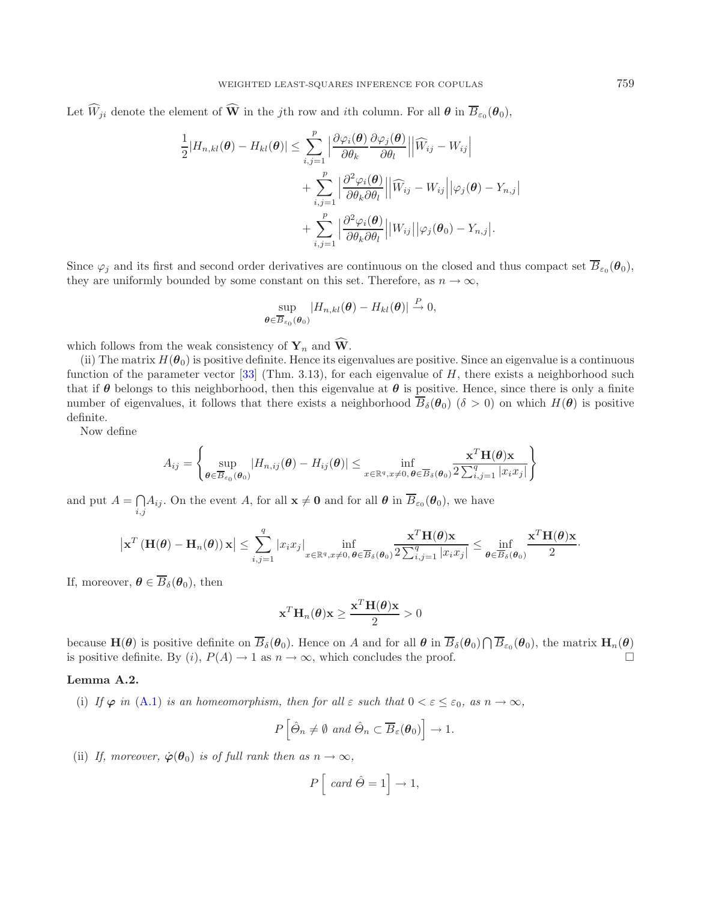Let $\widehat{W}_{ji}$ denote the element of $\widehat{\mathbf{W}}$ in the $j$th row and $i$th column. For all $\boldsymbol{\theta}$ in $\overline{B}_{\varepsilon_0}(\boldsymbol{\theta}_0)$,

$$
\begin{aligned}
\frac{1}{2}|H_{n,kl}(\boldsymbol{\theta}) - H_{kl}(\boldsymbol{\theta})| \leq & \sum_{i,j=1}^{p} \Big|\frac{\partial \varphi_i(\boldsymbol{\theta})}{\partial \theta_k}\frac{\partial \varphi_j(\boldsymbol{\theta})}{\partial \theta_l}\Big|\Big|\widehat{W}_{ij} - W_{ij}\Big| \\
& + \sum_{i,j=1}^{p} \Big|\frac{\partial^2 \varphi_i(\boldsymbol{\theta})}{\partial \theta_k \partial \theta_l}\Big|\Big|\widehat{W}_{ij} - W_{ij}\Big|\big|\varphi_j(\boldsymbol{\theta}) - Y_{n,j}\big| \\
& + \sum_{i,j=1}^{p} \Big|\frac{\partial^2 \varphi_i(\boldsymbol{\theta})}{\partial \theta_k \partial \theta_l}\Big|\big|W_{ij}\big|\big|\varphi_j(\boldsymbol{\theta}_0) - Y_{n,j}\big|.
\end{aligned}
$$

Since $\varphi_j$ and its first and second order derivatives are continuous on the closed and thus compact set $\overline{B}_{\varepsilon_0}(\boldsymbol{\theta}_0)$, they are uniformly bounded by some constant on this set. Therefore, as $n \to \infty$,

$$
\sup_{\boldsymbol{\theta} \in \overline{B}_{\varepsilon_0}(\boldsymbol{\theta}_0)} |H_{n,kl}(\boldsymbol{\theta}) - H_{kl}(\boldsymbol{\theta})| \xrightarrow{P} 0,
$$

which follows from the weak consistency of $\mathbf{Y}_n$ and $\widehat{\mathbf{W}}$.

(ii) The matrix $H(\boldsymbol{\theta}_0)$ is positive definite. Hence its eigenvalues are positive. Since an eigenvalue is a continuous function of the parameter vector [33] (Thm. 3.13), for each eigenvalue of $H$, there exists a neighborhood such that if $\boldsymbol{\theta}$ belongs to this neighborhood, then this eigenvalue at $\boldsymbol{\theta}$ is positive. Hence, since there is only a finite number of eigenvalues, it follows that there exists a neighborhood $\overline{B}_{\delta}(\boldsymbol{\theta}_0)$ ($\delta > 0$) on which $H(\boldsymbol{\theta})$ is positive definite.

Now define

$$
A_{ij} = \left\{ \sup_{\boldsymbol{\theta} \in \overline{B}_{\varepsilon_0}(\boldsymbol{\theta}_0)} |H_{n,ij}(\boldsymbol{\theta}) - H_{ij}(\boldsymbol{\theta})| \leq \inf_{x \in \mathbb{R}^q, x \neq 0, \boldsymbol{\theta} \in \overline{B}_{\delta}(\boldsymbol{\theta}_0)} \frac{\mathbf{x}^T \mathbf{H}(\boldsymbol{\theta}) \mathbf{x}}{2 \sum_{i,j=1}^{q} |x_i x_j|} \right\}
$$

and put $A = \bigcap_{i,j} A_{ij}$. On the event $A$, for all $\mathbf{x} \neq \mathbf{0}$ and for all $\boldsymbol{\theta}$ in $\overline{B}_{\varepsilon_0}(\boldsymbol{\theta}_0)$, we have

$$
\left|\mathbf{x}^T \left(\mathbf{H}(\boldsymbol{\theta}) - \mathbf{H}_n(\boldsymbol{\theta})\right) \mathbf{x}\right| \leq \sum_{i,j=1}^{q} |x_i x_j| \inf_{x \in \mathbb{R}^q, x \neq 0, \boldsymbol{\theta} \in \overline{B}_{\delta}(\boldsymbol{\theta}_0)} \frac{\mathbf{x}^T \mathbf{H}(\boldsymbol{\theta}) \mathbf{x}}{2 \sum_{i,j=1}^{q} |x_i x_j|} \leq \inf_{\boldsymbol{\theta} \in \overline{B}_{\delta}(\boldsymbol{\theta}_0)} \frac{\mathbf{x}^T \mathbf{H}(\boldsymbol{\theta}) \mathbf{x}}{2}.
$$

If, moreover, $\boldsymbol{\theta} \in \overline{B}_{\delta}(\boldsymbol{\theta}_0)$, then

$$
\mathbf{x}^T \mathbf{H}_n(\boldsymbol{\theta}) \mathbf{x} \geq \frac{\mathbf{x}^T \mathbf{H}(\boldsymbol{\theta}) \mathbf{x}}{2} > 0
$$

because $\mathbf{H}(\boldsymbol{\theta})$ is positive definite on $\overline{B}_{\delta}(\boldsymbol{\theta}_0)$. Hence on $A$ and for all $\boldsymbol{\theta}$ in $\overline{B}_{\delta}(\boldsymbol{\theta}_0) \bigcap \overline{B}_{\varepsilon_0}(\boldsymbol{\theta}_0)$, the matrix $\mathbf{H}_n(\boldsymbol{\theta})$ is positive definite. By (i), $P(A) \to 1$ as $n \to \infty$, which concludes the proof. □

**Lemma A.2.**

(i) *If $\boldsymbol{\varphi}$ in (A.1) is an homeomorphism, then for all $\varepsilon$ such that $0 < \varepsilon \leq \varepsilon_0$, as $n \to \infty$,*

$$
P\left[\hat{\Theta}_n \neq \emptyset \text{ and } \hat{\Theta}_n \subset \overline{B}_{\varepsilon}(\boldsymbol{\theta}_0)\right] \to 1.
$$

(ii) *If, moreover, $\dot{\boldsymbol{\varphi}}(\boldsymbol{\theta}_0)$ is of full rank then as $n \to \infty$,*

$$
P\left[ \text{ card } \hat{\Theta} = 1\right] \to 1,
$$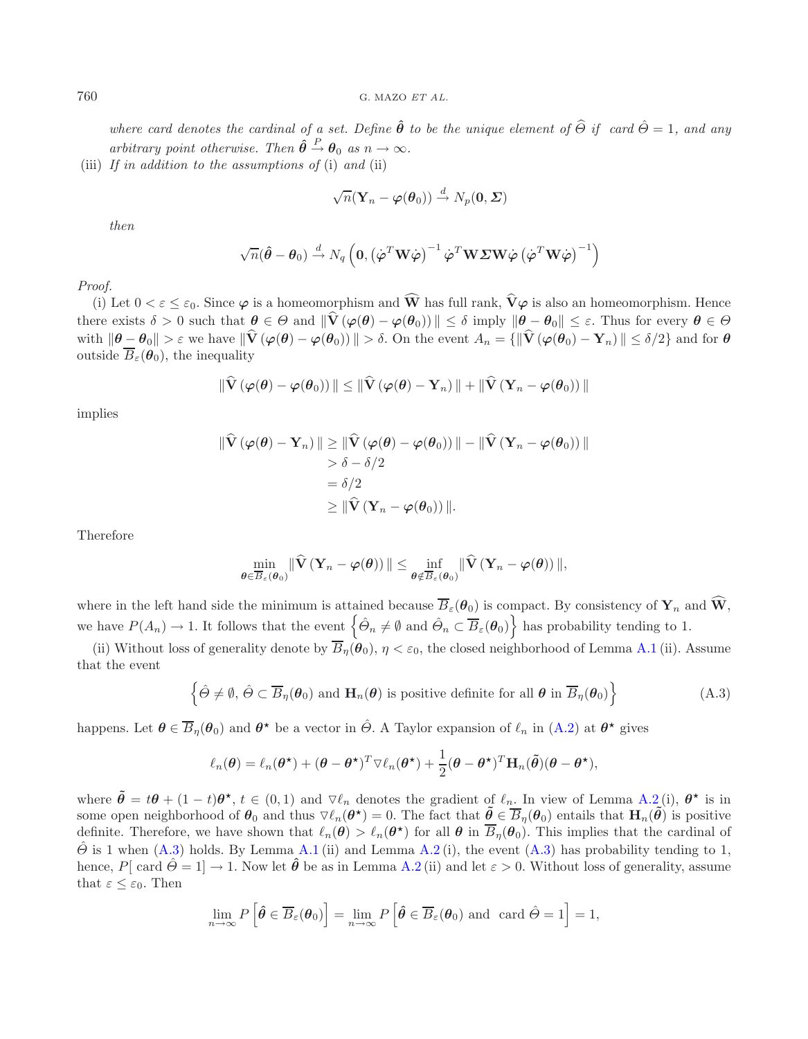*where card denotes the cardinal of a set. Define $\hat{\boldsymbol{\theta}}$ to be the unique element of $\widehat{\Theta}$ if card $\hat{\Theta} = 1$, and any arbitrary point otherwise. Then $\hat{\boldsymbol{\theta}} \xrightarrow{P} \boldsymbol{\theta}_0$ as $n \to \infty$.*

(iii) *If in addition to the assumptions of* (i) *and* (ii)

$$\sqrt{n}(\mathbf{Y}_n - \boldsymbol{\varphi}(\boldsymbol{\theta}_0)) \xrightarrow{d} N_p(\mathbf{0}, \boldsymbol{\Sigma})$$

*then*

$$\sqrt{n}(\hat{\boldsymbol{\theta}} - \boldsymbol{\theta}_0) \xrightarrow{d} N_q\left(\mathbf{0}, \left(\dot{\boldsymbol{\varphi}}^T \mathbf{W} \dot{\boldsymbol{\varphi}}\right)^{-1} \dot{\boldsymbol{\varphi}}^T \mathbf{W} \boldsymbol{\Sigma} \mathbf{W} \dot{\boldsymbol{\varphi}} \left(\dot{\boldsymbol{\varphi}}^T \mathbf{W} \dot{\boldsymbol{\varphi}}\right)^{-1}\right)$$

*Proof.*

(i) Let $0 < \varepsilon \leq \varepsilon_0$. Since $\boldsymbol{\varphi}$ is a homeomorphism and $\widehat{\mathbf{W}}$ has full rank, $\widehat{\mathbf{V}}\boldsymbol{\varphi}$ is also an homeomorphism. Hence there exists $\delta > 0$ such that $\boldsymbol{\theta} \in \Theta$ and $\|\widehat{\mathbf{V}}\left(\boldsymbol{\varphi}(\boldsymbol{\theta}) - \boldsymbol{\varphi}(\boldsymbol{\theta}_0)\right)\| \leq \delta$ imply $\|\boldsymbol{\theta} - \boldsymbol{\theta}_0\| \leq \varepsilon$. Thus for every $\boldsymbol{\theta} \in \Theta$ with $\|\boldsymbol{\theta} - \boldsymbol{\theta}_0\| > \varepsilon$ we have $\|\widehat{\mathbf{V}}\left(\boldsymbol{\varphi}(\boldsymbol{\theta}) - \boldsymbol{\varphi}(\boldsymbol{\theta}_0)\right)\| > \delta$. On the event $A_n = \{\|\widehat{\mathbf{V}}\left(\boldsymbol{\varphi}(\boldsymbol{\theta}_0) - \mathbf{Y}_n\right)\| \leq \delta/2\}$ and for $\boldsymbol{\theta}$ outside $\overline{B}_\varepsilon(\boldsymbol{\theta}_0)$, the inequality

$$\|\widehat{\mathbf{V}}\left(\boldsymbol{\varphi}(\boldsymbol{\theta}) - \boldsymbol{\varphi}(\boldsymbol{\theta}_0)\right)\| \leq \|\widehat{\mathbf{V}}\left(\boldsymbol{\varphi}(\boldsymbol{\theta}) - \mathbf{Y}_n\right)\| + \|\widehat{\mathbf{V}}\left(\mathbf{Y}_n - \boldsymbol{\varphi}(\boldsymbol{\theta}_0)\right)\|$$

implies

$$\begin{aligned}
\|\widehat{\mathbf{V}}\left(\boldsymbol{\varphi}(\boldsymbol{\theta}) - \mathbf{Y}_n\right)\| &\geq \|\widehat{\mathbf{V}}\left(\boldsymbol{\varphi}(\boldsymbol{\theta}) - \boldsymbol{\varphi}(\boldsymbol{\theta}_0)\right)\| - \|\widehat{\mathbf{V}}\left(\mathbf{Y}_n - \boldsymbol{\varphi}(\boldsymbol{\theta}_0)\right)\| \\
&> \delta - \delta/2 \\
&= \delta/2 \\
&\geq \|\widehat{\mathbf{V}}\left(\mathbf{Y}_n - \boldsymbol{\varphi}(\boldsymbol{\theta}_0)\right)\|.
\end{aligned}$$

Therefore

$$\min_{\boldsymbol{\theta} \in \overline{B}_\varepsilon(\boldsymbol{\theta}_0)} \|\widehat{\mathbf{V}}\left(\mathbf{Y}_n - \boldsymbol{\varphi}(\boldsymbol{\theta})\right)\| \leq \inf_{\boldsymbol{\theta} \notin \overline{B}_\varepsilon(\boldsymbol{\theta}_0)} \|\widehat{\mathbf{V}}\left(\mathbf{Y}_n - \boldsymbol{\varphi}(\boldsymbol{\theta})\right)\|,$$

where in the left hand side the minimum is attained because $\overline{B}_\varepsilon(\boldsymbol{\theta}_0)$ is compact. By consistency of $\mathbf{Y}_n$ and $\widehat{\mathbf{W}}$, we have $P(A_n) \to 1$. It follows that the event $\left\{\hat{\Theta}_n \neq \emptyset \text{ and } \hat{\Theta}_n \subset \overline{B}_\varepsilon(\boldsymbol{\theta}_0)\right\}$ has probability tending to 1.

(ii) Without loss of generality denote by $\overline{B}_\eta(\boldsymbol{\theta}_0)$, $\eta < \varepsilon_0$, the closed neighborhood of Lemma A.1 (ii). Assume that the event

$$\left\{\hat{\Theta} \neq \emptyset,\, \hat{\Theta} \subset \overline{B}_\eta(\boldsymbol{\theta}_0) \text{ and } \mathbf{H}_n(\boldsymbol{\theta}) \text{ is positive definite for all } \boldsymbol{\theta} \text{ in } \overline{B}_\eta(\boldsymbol{\theta}_0)\right\} \tag{A.3}$$

happens. Let $\boldsymbol{\theta} \in \overline{B}_\eta(\boldsymbol{\theta}_0)$ and $\boldsymbol{\theta}^\star$ be a vector in $\hat{\Theta}$. A Taylor expansion of $\ell_n$ in (A.2) at $\boldsymbol{\theta}^\star$ gives

$$\ell_n(\boldsymbol{\theta}) = \ell_n(\boldsymbol{\theta}^\star) + (\boldsymbol{\theta} - \boldsymbol{\theta}^\star)^T \nabla \ell_n(\boldsymbol{\theta}^\star) + \frac{1}{2}(\boldsymbol{\theta} - \boldsymbol{\theta}^\star)^T \mathbf{H}_n(\tilde{\boldsymbol{\theta}})(\boldsymbol{\theta} - \boldsymbol{\theta}^\star),$$

where $\tilde{\boldsymbol{\theta}} = t\boldsymbol{\theta} + (1-t)\boldsymbol{\theta}^\star$, $t \in (0,1)$ and $\nabla \ell_n$ denotes the gradient of $\ell_n$. In view of Lemma A.2 (i), $\boldsymbol{\theta}^\star$ is in some open neighborhood of $\boldsymbol{\theta}_0$ and thus $\nabla \ell_n(\boldsymbol{\theta}^\star) = 0$. The fact that $\tilde{\boldsymbol{\theta}} \in \overline{B}_\eta(\boldsymbol{\theta}_0)$ entails that $\mathbf{H}_n(\tilde{\boldsymbol{\theta}})$ is positive definite. Therefore, we have shown that $\ell_n(\boldsymbol{\theta}) > \ell_n(\boldsymbol{\theta}^\star)$ for all $\boldsymbol{\theta}$ in $\overline{B}_\eta(\boldsymbol{\theta}_0)$. This implies that the cardinal of $\hat{\Theta}$ is 1 when (A.3) holds. By Lemma A.1 (ii) and Lemma A.2 (i), the event (A.3) has probability tending to 1, hence, $P[\text{ card } \hat{\Theta} = 1] \to 1$. Now let $\hat{\boldsymbol{\theta}}$ be as in Lemma A.2 (ii) and let $\varepsilon > 0$. Without loss of generality, assume that $\varepsilon \leq \varepsilon_0$. Then

$$\lim_{n\to\infty} P\left[\hat{\boldsymbol{\theta}} \in \overline{B}_\varepsilon(\boldsymbol{\theta}_0)\right] = \lim_{n\to\infty} P\left[\hat{\boldsymbol{\theta}} \in \overline{B}_\varepsilon(\boldsymbol{\theta}_0) \text{ and } \text{ card } \hat{\Theta} = 1\right] = 1,$$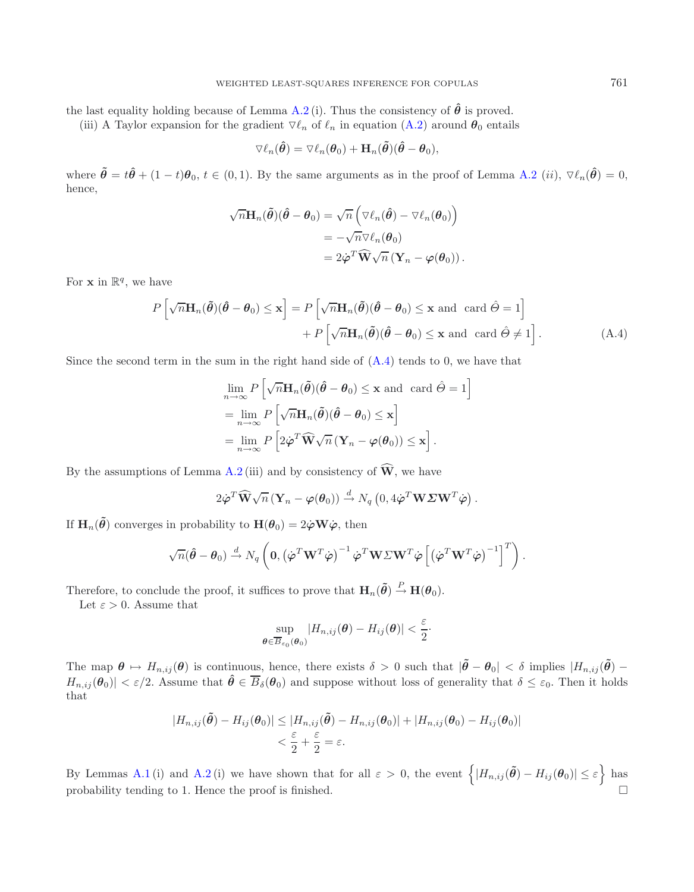the last equality holding because of Lemma A.2 (i). Thus the consistency of $\hat{\boldsymbol{\theta}}$ is proved.

(iii) A Taylor expansion for the gradient $\nabla \ell_n$ of $\ell_n$ in equation (A.2) around $\boldsymbol{\theta}_0$ entails

$$\nabla \ell_n(\hat{\boldsymbol{\theta}}) = \nabla \ell_n(\boldsymbol{\theta}_0) + \mathbf{H}_n(\tilde{\boldsymbol{\theta}})(\hat{\boldsymbol{\theta}} - \boldsymbol{\theta}_0),$$

where $\tilde{\boldsymbol{\theta}} = t\hat{\boldsymbol{\theta}} + (1-t)\boldsymbol{\theta}_0$, $t \in (0,1)$. By the same arguments as in the proof of Lemma A.2 (*ii*), $\nabla \ell_n(\hat{\boldsymbol{\theta}}) = 0$, hence,

$$\begin{aligned}
\sqrt{n}\mathbf{H}_n(\tilde{\boldsymbol{\theta}})(\hat{\boldsymbol{\theta}} - \boldsymbol{\theta}_0) &= \sqrt{n}\left(\nabla \ell_n(\hat{\boldsymbol{\theta}}) - \nabla \ell_n(\boldsymbol{\theta}_0)\right) \\
&= -\sqrt{n}\nabla \ell_n(\boldsymbol{\theta}_0) \\
&= 2\dot{\boldsymbol{\varphi}}^T \widehat{\mathbf{W}} \sqrt{n}\left(\mathbf{Y}_n - \boldsymbol{\varphi}(\boldsymbol{\theta}_0)\right).
\end{aligned}$$

For $\mathbf{x}$ in $\mathbb{R}^q$, we have

$$\begin{aligned}
P\left[\sqrt{n}\mathbf{H}_n(\tilde{\boldsymbol{\theta}})(\hat{\boldsymbol{\theta}} - \boldsymbol{\theta}_0) \le \mathbf{x}\right] &= P\left[\sqrt{n}\mathbf{H}_n(\tilde{\boldsymbol{\theta}})(\hat{\boldsymbol{\theta}} - \boldsymbol{\theta}_0) \le \mathbf{x} \text{ and } \operatorname{card} \hat{\Theta} = 1\right] \\
&\quad + P\left[\sqrt{n}\mathbf{H}_n(\tilde{\boldsymbol{\theta}})(\hat{\boldsymbol{\theta}} - \boldsymbol{\theta}_0) \le \mathbf{x} \text{ and } \operatorname{card} \hat{\Theta} \neq 1\right].
\end{aligned} \tag{A.4}$$

Since the second term in the sum in the right hand side of (A.4) tends to 0, we have that

$$\begin{aligned}
&\lim_{n\to\infty} P\left[\sqrt{n}\mathbf{H}_n(\tilde{\boldsymbol{\theta}})(\hat{\boldsymbol{\theta}} - \boldsymbol{\theta}_0) \le \mathbf{x} \text{ and } \operatorname{card} \hat{\Theta} = 1\right] \\
&= \lim_{n\to\infty} P\left[\sqrt{n}\mathbf{H}_n(\tilde{\boldsymbol{\theta}})(\hat{\boldsymbol{\theta}} - \boldsymbol{\theta}_0) \le \mathbf{x}\right] \\
&= \lim_{n\to\infty} P\left[2\dot{\boldsymbol{\varphi}}^T \widehat{\mathbf{W}} \sqrt{n}\left(\mathbf{Y}_n - \boldsymbol{\varphi}(\boldsymbol{\theta}_0)\right) \le \mathbf{x}\right].
\end{aligned}$$

By the assumptions of Lemma A.2 (iii) and by consistency of $\widehat{\mathbf{W}}$, we have

$$2\dot{\boldsymbol{\varphi}}^T \widehat{\mathbf{W}} \sqrt{n}\left(\mathbf{Y}_n - \boldsymbol{\varphi}(\boldsymbol{\theta}_0)\right) \xrightarrow{d} N_q\left(0, 4\dot{\boldsymbol{\varphi}}^T \mathbf{W} \boldsymbol{\Sigma} \mathbf{W}^T \dot{\boldsymbol{\varphi}}\right).$$

If $\mathbf{H}_n(\tilde{\boldsymbol{\theta}})$ converges in probability to $\mathbf{H}(\boldsymbol{\theta}_0) = 2\dot{\boldsymbol{\varphi}} \mathbf{W} \dot{\boldsymbol{\varphi}}$, then

$$\sqrt{n}(\hat{\boldsymbol{\theta}} - \boldsymbol{\theta}_0) \xrightarrow{d} N_q\left(\mathbf{0}, \left(\dot{\boldsymbol{\varphi}}^T \mathbf{W}^T \dot{\boldsymbol{\varphi}}\right)^{-1} \dot{\boldsymbol{\varphi}}^T \mathbf{W} \Sigma \mathbf{W}^T \dot{\boldsymbol{\varphi}} \left[\left(\dot{\boldsymbol{\varphi}}^T \mathbf{W}^T \dot{\boldsymbol{\varphi}}\right)^{-1}\right]^T\right).$$

Therefore, to conclude the proof, it suffices to prove that $\mathbf{H}_n(\tilde{\boldsymbol{\theta}}) \xrightarrow{P} \mathbf{H}(\boldsymbol{\theta}_0)$.

Let $\varepsilon > 0$. Assume that

$$\sup_{\boldsymbol{\theta} \in \overline{B}_{\varepsilon_0}(\boldsymbol{\theta}_0)} |H_{n,ij}(\boldsymbol{\theta}) - H_{ij}(\boldsymbol{\theta})| < \frac{\varepsilon}{2}\cdot$$

The map $\boldsymbol{\theta} \mapsto H_{n,ij}(\boldsymbol{\theta})$ is continuous, hence, there exists $\delta > 0$ such that $|\tilde{\boldsymbol{\theta}} - \boldsymbol{\theta}_0| < \delta$ implies $|H_{n,ij}(\tilde{\boldsymbol{\theta}}) - H_{n,ij}(\boldsymbol{\theta}_0)| < \varepsilon/2$. Assume that $\hat{\boldsymbol{\theta}} \in \overline{B}_\delta(\boldsymbol{\theta}_0)$ and suppose without loss of generality that $\delta \le \varepsilon_0$. Then it holds that

$$\begin{aligned}
|H_{n,ij}(\tilde{\boldsymbol{\theta}}) - H_{ij}(\boldsymbol{\theta}_0)| &\le |H_{n,ij}(\tilde{\boldsymbol{\theta}}) - H_{n,ij}(\boldsymbol{\theta}_0)| + |H_{n,ij}(\boldsymbol{\theta}_0) - H_{ij}(\boldsymbol{\theta}_0)| \\
&< \frac{\varepsilon}{2} + \frac{\varepsilon}{2} = \varepsilon.
\end{aligned}$$

By Lemmas A.1 (i) and A.2 (i) we have shown that for all $\varepsilon > 0$, the event $\left\{|H_{n,ij}(\tilde{\boldsymbol{\theta}}) - H_{ij}(\boldsymbol{\theta}_0)| \le \varepsilon\right\}$ has probability tending to 1. Hence the proof is finished. □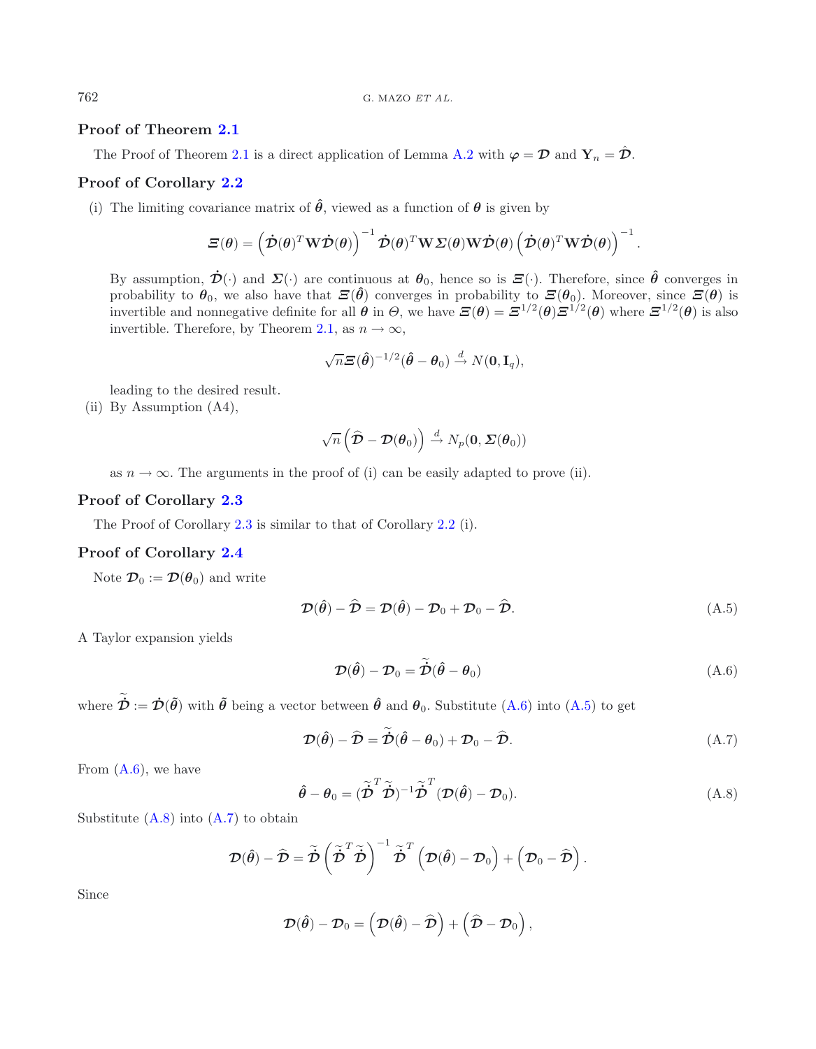### Proof of Theorem 2.1

The Proof of Theorem 2.1 is a direct application of Lemma A.2 with $\boldsymbol{\varphi} = \boldsymbol{\mathcal{D}}$ and $\mathbf{Y}_n = \hat{\boldsymbol{\mathcal{D}}}$.

### Proof of Corollary 2.2

(i) The limiting covariance matrix of $\hat{\boldsymbol{\theta}}$, viewed as a function of $\boldsymbol{\theta}$ is given by

$$\boldsymbol{\Xi}(\boldsymbol{\theta}) = \left(\dot{\boldsymbol{\mathcal{D}}}(\boldsymbol{\theta})^T \mathbf{W} \dot{\boldsymbol{\mathcal{D}}}(\boldsymbol{\theta})\right)^{-1} \dot{\boldsymbol{\mathcal{D}}}(\boldsymbol{\theta})^T \mathbf{W} \boldsymbol{\Sigma}(\boldsymbol{\theta}) \mathbf{W} \dot{\boldsymbol{\mathcal{D}}}(\boldsymbol{\theta}) \left(\dot{\boldsymbol{\mathcal{D}}}(\boldsymbol{\theta})^T \mathbf{W} \dot{\boldsymbol{\mathcal{D}}}(\boldsymbol{\theta})\right)^{-1}.$$

By assumption, $\dot{\boldsymbol{\mathcal{D}}}(\cdot)$ and $\boldsymbol{\Sigma}(\cdot)$ are continuous at $\boldsymbol{\theta}_0$, hence so is $\boldsymbol{\Xi}(\cdot)$. Therefore, since $\hat{\boldsymbol{\theta}}$ converges in probability to $\boldsymbol{\theta}_0$, we also have that $\boldsymbol{\Xi}(\hat{\boldsymbol{\theta}})$ converges in probability to $\boldsymbol{\Xi}(\boldsymbol{\theta}_0)$. Moreover, since $\boldsymbol{\Xi}(\boldsymbol{\theta})$ is invertible and nonnegative definite for all $\boldsymbol{\theta}$ in $\Theta$, we have $\boldsymbol{\Xi}(\boldsymbol{\theta}) = \boldsymbol{\Xi}^{1/2}(\boldsymbol{\theta})\boldsymbol{\Xi}^{1/2}(\boldsymbol{\theta})$ where $\boldsymbol{\Xi}^{1/2}(\boldsymbol{\theta})$ is also invertible. Therefore, by Theorem 2.1, as $n \to \infty$,

$$\sqrt{n}\boldsymbol{\Xi}(\hat{\boldsymbol{\theta}})^{-1/2}(\hat{\boldsymbol{\theta}} - \boldsymbol{\theta}_0) \xrightarrow{d} N(\mathbf{0}, \mathbf{I}_q),$$

leading to the desired result.

(ii) By Assumption (A4),

$$\sqrt{n}\left(\widehat{\boldsymbol{\mathcal{D}}} - \boldsymbol{\mathcal{D}}(\boldsymbol{\theta}_0)\right) \xrightarrow{d} N_p(\mathbf{0}, \boldsymbol{\Sigma}(\boldsymbol{\theta}_0))$$

as $n \to \infty$. The arguments in the proof of (i) can be easily adapted to prove (ii).

### Proof of Corollary 2.3

The Proof of Corollary 2.3 is similar to that of Corollary 2.2 (i).

### Proof of Corollary 2.4

Note $\boldsymbol{\mathcal{D}}_0 := \boldsymbol{\mathcal{D}}(\boldsymbol{\theta}_0)$ and write

$$\boldsymbol{\mathcal{D}}(\hat{\boldsymbol{\theta}}) - \widehat{\boldsymbol{\mathcal{D}}} = \boldsymbol{\mathcal{D}}(\hat{\boldsymbol{\theta}}) - \boldsymbol{\mathcal{D}}_0 + \boldsymbol{\mathcal{D}}_0 - \widehat{\boldsymbol{\mathcal{D}}}. \tag{A.5}$$

A Taylor expansion yields

$$\boldsymbol{\mathcal{D}}(\hat{\boldsymbol{\theta}}) - \boldsymbol{\mathcal{D}}_0 = \tilde{\dot{\boldsymbol{\mathcal{D}}}}(\hat{\boldsymbol{\theta}} - \boldsymbol{\theta}_0) \tag{A.6}$$

where $\tilde{\dot{\boldsymbol{\mathcal{D}}}} := \dot{\boldsymbol{\mathcal{D}}}(\tilde{\boldsymbol{\theta}})$ with $\tilde{\boldsymbol{\theta}}$ being a vector between $\hat{\boldsymbol{\theta}}$ and $\boldsymbol{\theta}_0$. Substitute (A.6) into (A.5) to get

$$\boldsymbol{\mathcal{D}}(\hat{\boldsymbol{\theta}}) - \widehat{\boldsymbol{\mathcal{D}}} = \tilde{\dot{\boldsymbol{\mathcal{D}}}}(\hat{\boldsymbol{\theta}} - \boldsymbol{\theta}_0) + \boldsymbol{\mathcal{D}}_0 - \widehat{\boldsymbol{\mathcal{D}}}. \tag{A.7}$$

From (A.6), we have

$$\hat{\boldsymbol{\theta}} - \boldsymbol{\theta}_0 = (\tilde{\dot{\boldsymbol{\mathcal{D}}}}^T \tilde{\dot{\boldsymbol{\mathcal{D}}}})^{-1} \tilde{\dot{\boldsymbol{\mathcal{D}}}}^T (\boldsymbol{\mathcal{D}}(\hat{\boldsymbol{\theta}}) - \boldsymbol{\mathcal{D}}_0). \tag{A.8}$$

Substitute (A.8) into (A.7) to obtain

$$\boldsymbol{\mathcal{D}}(\hat{\boldsymbol{\theta}}) - \widehat{\boldsymbol{\mathcal{D}}} = \tilde{\dot{\boldsymbol{\mathcal{D}}}} \left(\tilde{\dot{\boldsymbol{\mathcal{D}}}}^T \tilde{\dot{\boldsymbol{\mathcal{D}}}}\right)^{-1} \tilde{\dot{\boldsymbol{\mathcal{D}}}}^T \left(\boldsymbol{\mathcal{D}}(\hat{\boldsymbol{\theta}}) - \boldsymbol{\mathcal{D}}_0\right) + \left(\boldsymbol{\mathcal{D}}_0 - \widehat{\boldsymbol{\mathcal{D}}}\right).$$

Since

$$\boldsymbol{\mathcal{D}}(\hat{\boldsymbol{\theta}}) - \boldsymbol{\mathcal{D}}_0 = \left(\boldsymbol{\mathcal{D}}(\hat{\boldsymbol{\theta}}) - \widehat{\boldsymbol{\mathcal{D}}}\right) + \left(\widehat{\boldsymbol{\mathcal{D}}} - \boldsymbol{\mathcal{D}}_0\right),$$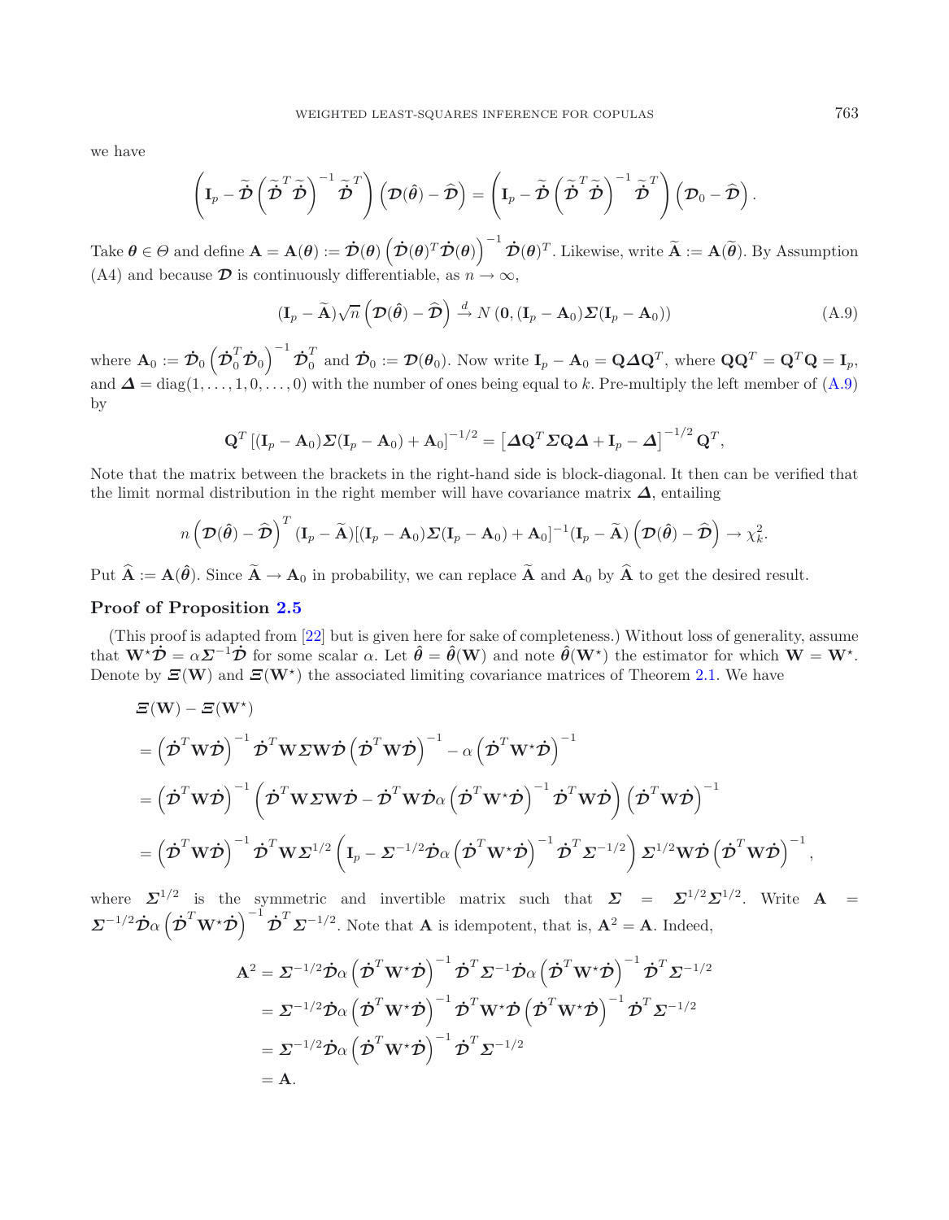we have

$$\left(\mathbf{I}_p - \widetilde{\dot{\boldsymbol{\mathcal{D}}}}\left(\widetilde{\dot{\boldsymbol{\mathcal{D}}}}^T\widetilde{\dot{\boldsymbol{\mathcal{D}}}}\right)^{-1}\widetilde{\dot{\boldsymbol{\mathcal{D}}}}^T\right)\left(\boldsymbol{\mathcal{D}}(\hat{\boldsymbol{\theta}}) - \widehat{\boldsymbol{\mathcal{D}}}\right) = \left(\mathbf{I}_p - \widetilde{\dot{\boldsymbol{\mathcal{D}}}}\left(\widetilde{\dot{\boldsymbol{\mathcal{D}}}}^T\widetilde{\dot{\boldsymbol{\mathcal{D}}}}\right)^{-1}\widetilde{\dot{\boldsymbol{\mathcal{D}}}}^T\right)\left(\boldsymbol{\mathcal{D}}_0 - \widehat{\boldsymbol{\mathcal{D}}}\right).$$

Take $\boldsymbol{\theta} \in \Theta$ and define $\mathbf{A} = \mathbf{A}(\boldsymbol{\theta}) := \dot{\boldsymbol{\mathcal{D}}}(\boldsymbol{\theta})\left(\dot{\boldsymbol{\mathcal{D}}}(\boldsymbol{\theta})^T\dot{\boldsymbol{\mathcal{D}}}(\boldsymbol{\theta})\right)^{-1}\dot{\boldsymbol{\mathcal{D}}}(\boldsymbol{\theta})^T$. Likewise, write $\widetilde{\mathbf{A}} := \mathbf{A}(\widetilde{\boldsymbol{\theta}})$. By Assumption (A4) and because $\boldsymbol{\mathcal{D}}$ is continuously differentiable, as $n \to \infty$,

$$(\mathbf{I}_p - \widetilde{\mathbf{A}})\sqrt{n}\left(\boldsymbol{\mathcal{D}}(\hat{\boldsymbol{\theta}}) - \widehat{\boldsymbol{\mathcal{D}}}\right) \xrightarrow{d} N\left(\mathbf{0}, (\mathbf{I}_p - \mathbf{A}_0)\boldsymbol{\Sigma}(\mathbf{I}_p - \mathbf{A}_0)\right) \tag{A.9}$$

where $\mathbf{A}_0 := \dot{\boldsymbol{\mathcal{D}}}_0\left(\dot{\boldsymbol{\mathcal{D}}}_0^T\dot{\boldsymbol{\mathcal{D}}}_0\right)^{-1}\dot{\boldsymbol{\mathcal{D}}}_0^T$ and $\dot{\boldsymbol{\mathcal{D}}}_0 := \boldsymbol{\mathcal{D}}(\boldsymbol{\theta}_0)$. Now write $\mathbf{I}_p - \mathbf{A}_0 = \mathbf{Q}\boldsymbol{\Delta}\mathbf{Q}^T$, where $\mathbf{Q}\mathbf{Q}^T = \mathbf{Q}^T\mathbf{Q} = \mathbf{I}_p$, and $\boldsymbol{\Delta} = \operatorname{diag}(1,\ldots,1,0,\ldots,0)$ with the number of ones being equal to $k$. Pre-multiply the left member of (A.9) by

$$\mathbf{Q}^T\left[(\mathbf{I}_p - \mathbf{A}_0)\boldsymbol{\Sigma}(\mathbf{I}_p - \mathbf{A}_0) + \mathbf{A}_0\right]^{-1/2} = \left[\boldsymbol{\Delta}\mathbf{Q}^T\boldsymbol{\Sigma}\mathbf{Q}\boldsymbol{\Delta} + \mathbf{I}_p - \boldsymbol{\Delta}\right]^{-1/2}\mathbf{Q}^T,$$

Note that the matrix between the brackets in the right-hand side is block-diagonal. It then can be verified that the limit normal distribution in the right member will have covariance matrix $\boldsymbol{\Delta}$, entailing

$$n\left(\boldsymbol{\mathcal{D}}(\hat{\boldsymbol{\theta}}) - \widehat{\boldsymbol{\mathcal{D}}}\right)^T(\mathbf{I}_p - \widetilde{\mathbf{A}})[(\mathbf{I}_p - \mathbf{A}_0)\boldsymbol{\Sigma}(\mathbf{I}_p - \mathbf{A}_0) + \mathbf{A}_0]^{-1}(\mathbf{I}_p - \widetilde{\mathbf{A}})\left(\boldsymbol{\mathcal{D}}(\hat{\boldsymbol{\theta}}) - \widehat{\boldsymbol{\mathcal{D}}}\right) \to \chi^2_k.$$

Put $\widehat{\mathbf{A}} := \mathbf{A}(\hat{\boldsymbol{\theta}})$. Since $\widetilde{\mathbf{A}} \to \mathbf{A}_0$ in probability, we can replace $\widetilde{\mathbf{A}}$ and $\mathbf{A}_0$ by $\widehat{\mathbf{A}}$ to get the desired result.

### Proof of Proposition 2.5

(This proof is adapted from [22] but is given here for sake of completeness.) Without loss of generality, assume that $\mathbf{W}^\star\dot{\boldsymbol{\mathcal{D}}} = \alpha\boldsymbol{\Sigma}^{-1}\dot{\boldsymbol{\mathcal{D}}}$ for some scalar $\alpha$. Let $\hat{\boldsymbol{\theta}} = \hat{\boldsymbol{\theta}}(\mathbf{W})$ and note $\hat{\boldsymbol{\theta}}(\mathbf{W}^\star)$ the estimator for which $\mathbf{W} = \mathbf{W}^\star$. Denote by $\boldsymbol{\Xi}(\mathbf{W})$ and $\boldsymbol{\Xi}(\mathbf{W}^\star)$ the associated limiting covariance matrices of Theorem 2.1. We have

$$\begin{aligned}
&\boldsymbol{\Xi}(\mathbf{W}) - \boldsymbol{\Xi}(\mathbf{W}^\star)\\
&= \left(\dot{\boldsymbol{\mathcal{D}}}^T\mathbf{W}\dot{\boldsymbol{\mathcal{D}}}\right)^{-1}\dot{\boldsymbol{\mathcal{D}}}^T\mathbf{W}\boldsymbol{\Sigma}\mathbf{W}\dot{\boldsymbol{\mathcal{D}}}\left(\dot{\boldsymbol{\mathcal{D}}}^T\mathbf{W}\dot{\boldsymbol{\mathcal{D}}}\right)^{-1} - \alpha\left(\dot{\boldsymbol{\mathcal{D}}}^T\mathbf{W}^\star\dot{\boldsymbol{\mathcal{D}}}\right)^{-1}\\
&= \left(\dot{\boldsymbol{\mathcal{D}}}^T\mathbf{W}\dot{\boldsymbol{\mathcal{D}}}\right)^{-1}\left(\dot{\boldsymbol{\mathcal{D}}}^T\mathbf{W}\boldsymbol{\Sigma}\mathbf{W}\dot{\boldsymbol{\mathcal{D}}} - \dot{\boldsymbol{\mathcal{D}}}^T\mathbf{W}\dot{\boldsymbol{\mathcal{D}}}\alpha\left(\dot{\boldsymbol{\mathcal{D}}}^T\mathbf{W}^\star\dot{\boldsymbol{\mathcal{D}}}\right)^{-1}\dot{\boldsymbol{\mathcal{D}}}^T\mathbf{W}\dot{\boldsymbol{\mathcal{D}}}\right)\left(\dot{\boldsymbol{\mathcal{D}}}^T\mathbf{W}\dot{\boldsymbol{\mathcal{D}}}\right)^{-1}\\
&= \left(\dot{\boldsymbol{\mathcal{D}}}^T\mathbf{W}\dot{\boldsymbol{\mathcal{D}}}\right)^{-1}\dot{\boldsymbol{\mathcal{D}}}^T\mathbf{W}\boldsymbol{\Sigma}^{1/2}\left(\mathbf{I}_p - \boldsymbol{\Sigma}^{-1/2}\dot{\boldsymbol{\mathcal{D}}}\alpha\left(\dot{\boldsymbol{\mathcal{D}}}^T\mathbf{W}^\star\dot{\boldsymbol{\mathcal{D}}}\right)^{-1}\dot{\boldsymbol{\mathcal{D}}}^T\boldsymbol{\Sigma}^{-1/2}\right)\boldsymbol{\Sigma}^{1/2}\mathbf{W}\dot{\boldsymbol{\mathcal{D}}}\left(\dot{\boldsymbol{\mathcal{D}}}^T\mathbf{W}\dot{\boldsymbol{\mathcal{D}}}\right)^{-1},
\end{aligned}$$

where $\boldsymbol{\Sigma}^{1/2}$ is the symmetric and invertible matrix such that $\boldsymbol{\Sigma} = \boldsymbol{\Sigma}^{1/2}\boldsymbol{\Sigma}^{1/2}$. Write $\mathbf{A} = \boldsymbol{\Sigma}^{-1/2}\dot{\boldsymbol{\mathcal{D}}}\alpha\left(\dot{\boldsymbol{\mathcal{D}}}^T\mathbf{W}^\star\dot{\boldsymbol{\mathcal{D}}}\right)^{-1}\dot{\boldsymbol{\mathcal{D}}}^T\boldsymbol{\Sigma}^{-1/2}$. Note that $\mathbf{A}$ is idempotent, that is, $\mathbf{A}^2 = \mathbf{A}$. Indeed,

$$\begin{aligned}
\mathbf{A}^2 &= \boldsymbol{\Sigma}^{-1/2}\dot{\boldsymbol{\mathcal{D}}}\alpha\left(\dot{\boldsymbol{\mathcal{D}}}^T\mathbf{W}^\star\dot{\boldsymbol{\mathcal{D}}}\right)^{-1}\dot{\boldsymbol{\mathcal{D}}}^T\boldsymbol{\Sigma}^{-1}\dot{\boldsymbol{\mathcal{D}}}\alpha\left(\dot{\boldsymbol{\mathcal{D}}}^T\mathbf{W}^\star\dot{\boldsymbol{\mathcal{D}}}\right)^{-1}\dot{\boldsymbol{\mathcal{D}}}^T\boldsymbol{\Sigma}^{-1/2}\\
&= \boldsymbol{\Sigma}^{-1/2}\dot{\boldsymbol{\mathcal{D}}}\alpha\left(\dot{\boldsymbol{\mathcal{D}}}^T\mathbf{W}^\star\dot{\boldsymbol{\mathcal{D}}}\right)^{-1}\dot{\boldsymbol{\mathcal{D}}}^T\mathbf{W}^\star\dot{\boldsymbol{\mathcal{D}}}\left(\dot{\boldsymbol{\mathcal{D}}}^T\mathbf{W}^\star\dot{\boldsymbol{\mathcal{D}}}\right)^{-1}\dot{\boldsymbol{\mathcal{D}}}^T\boldsymbol{\Sigma}^{-1/2}\\
&= \boldsymbol{\Sigma}^{-1/2}\dot{\boldsymbol{\mathcal{D}}}\alpha\left(\dot{\boldsymbol{\mathcal{D}}}^T\mathbf{W}^\star\dot{\boldsymbol{\mathcal{D}}}\right)^{-1}\dot{\boldsymbol{\mathcal{D}}}^T\boldsymbol{\Sigma}^{-1/2}\\
&= \mathbf{A}.
\end{aligned}$$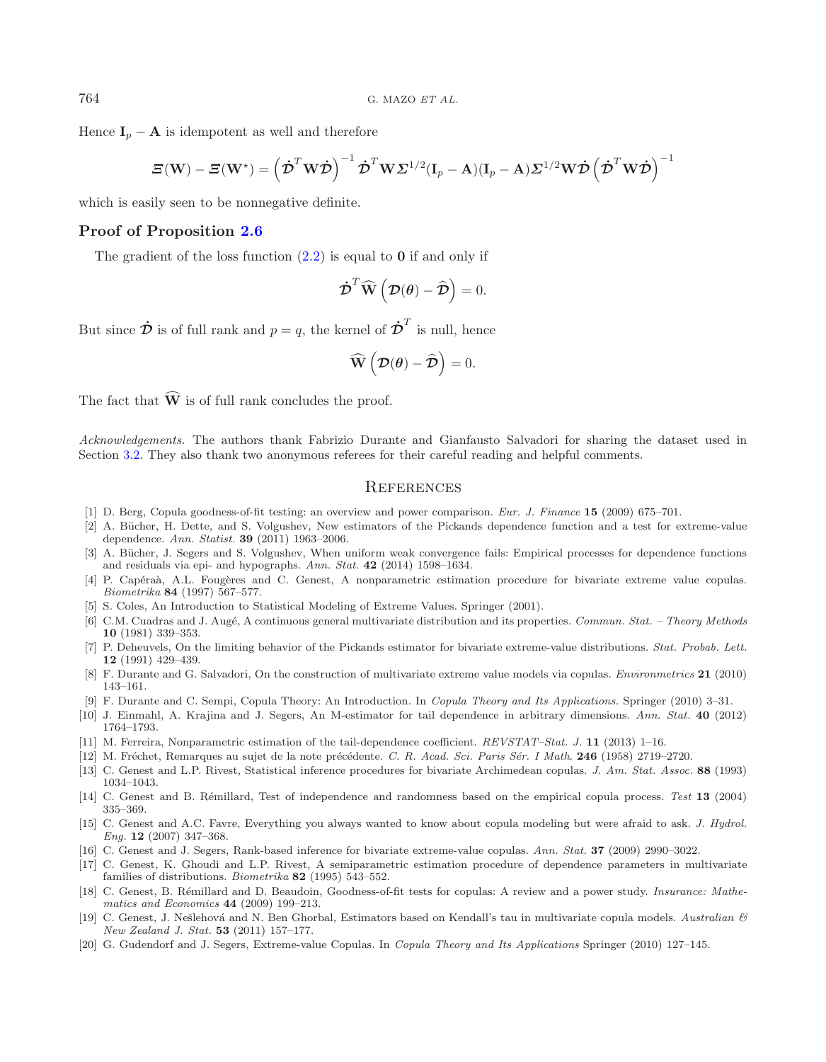Hence $\mathbf{I}_p - \mathbf{A}$ is idempotent as well and therefore

$$\boldsymbol{\Xi}(\mathbf{W}) - \boldsymbol{\Xi}(\mathbf{W}^\star) = \left(\dot{\boldsymbol{\mathcal{D}}}^T \mathbf{W} \dot{\boldsymbol{\mathcal{D}}}\right)^{-1} \dot{\boldsymbol{\mathcal{D}}}^T \mathbf{W} \boldsymbol{\Sigma}^{1/2} (\mathbf{I}_p - \mathbf{A})(\mathbf{I}_p - \mathbf{A}) \boldsymbol{\Sigma}^{1/2} \mathbf{W} \dot{\boldsymbol{\mathcal{D}}} \left(\dot{\boldsymbol{\mathcal{D}}}^T \mathbf{W} \dot{\boldsymbol{\mathcal{D}}}\right)^{-1}$$

which is easily seen to be nonnegative definite.

### Proof of Proposition 2.6

The gradient of the loss function (2.2) is equal to $\mathbf{0}$ if and only if

$$\dot{\boldsymbol{\mathcal{D}}}^T \widehat{\mathbf{W}} \left(\boldsymbol{\mathcal{D}}(\boldsymbol{\theta}) - \widehat{\boldsymbol{\mathcal{D}}}\right) = 0.$$

But since $\dot{\boldsymbol{\mathcal{D}}}$ is of full rank and $p = q$, the kernel of $\dot{\boldsymbol{\mathcal{D}}}^T$ is null, hence

$$\widehat{\mathbf{W}} \left(\boldsymbol{\mathcal{D}}(\boldsymbol{\theta}) - \widehat{\boldsymbol{\mathcal{D}}}\right) = 0.$$

The fact that $\widehat{\mathbf{W}}$ is of full rank concludes the proof.

*Acknowledgements*. The authors thank Fabrizio Durante and Gianfausto Salvadori for sharing the dataset used in Section 3.2. They also thank two anonymous referees for their careful reading and helpful comments.

## References

[1] D. Berg, Copula goodness-of-fit testing: an overview and power comparison. *Eur. J. Finance* **15** (2009) 675–701.

[2] A. Bücher, H. Dette, and S. Volgushev, New estimators of the Pickands dependence function and a test for extreme-value dependence. *Ann. Statist.* **39** (2011) 1963–2006.

[3] A. Bücher, J. Segers and S. Volgushev, When uniform weak convergence fails: Empirical processes for dependence functions and residuals via epi- and hypographs. *Ann. Stat.* **42** (2014) 1598–1634.

[4] P. Capéraà, A.L. Fougères and C. Genest, A nonparametric estimation procedure for bivariate extreme value copulas. *Biometrika* **84** (1997) 567–577.

[5] S. Coles, An Introduction to Statistical Modeling of Extreme Values. Springer (2001).

[6] C.M. Cuadras and J. Augé, A continuous general multivariate distribution and its properties. *Commun. Stat. – Theory Methods* **10** (1981) 339–353.

[7] P. Deheuvels, On the limiting behavior of the Pickands estimator for bivariate extreme-value distributions. *Stat. Probab. Lett.* **12** (1991) 429–439.

[8] F. Durante and G. Salvadori, On the construction of multivariate extreme value models via copulas. *Environmetrics* **21** (2010) 143–161.

[9] F. Durante and C. Sempi, Copula Theory: An Introduction. In *Copula Theory and Its Applications.* Springer (2010) 3–31.

[10] J. Einmahl, A. Krajina and J. Segers, An M-estimator for tail dependence in arbitrary dimensions. *Ann. Stat.* **40** (2012) 1764–1793.

[11] M. Ferreira, Nonparametric estimation of the tail-dependence coefficient. *REVSTAT–Stat. J.* **11** (2013) 1–16.

[12] M. Fréchet, Remarques au sujet de la note précédente. *C. R. Acad. Sci. Paris Sér. I Math.* **246** (1958) 2719–2720.

[13] C. Genest and L.P. Rivest, Statistical inference procedures for bivariate Archimedean copulas. *J. Am. Stat. Assoc.* **88** (1993) 1034–1043.

[14] C. Genest and B. Rémillard, Test of independence and randomness based on the empirical copula process. *Test* **13** (2004) 335–369.

[15] C. Genest and A.C. Favre, Everything you always wanted to know about copula modeling but were afraid to ask. *J. Hydrol. Eng.* **12** (2007) 347–368.

[16] C. Genest and J. Segers, Rank-based inference for bivariate extreme-value copulas. *Ann. Stat.* **37** (2009) 2990–3022.

[17] C. Genest, K. Ghoudi and L.P. Rivest, A semiparametric estimation procedure of dependence parameters in multivariate families of distributions. *Biometrika* **82** (1995) 543–552.

[18] C. Genest, B. Rémillard and D. Beaudoin, Goodness-of-fit tests for copulas: A review and a power study. *Insurance: Mathematics and Economics* **44** (2009) 199–213.

[19] C. Genest, J. Nešlehová and N. Ben Ghorbal, Estimators based on Kendall's tau in multivariate copula models. *Australian & New Zealand J. Stat.* **53** (2011) 157–177.

[20] G. Gudendorf and J. Segers, Extreme-value Copulas. In *Copula Theory and Its Applications* Springer (2010) 127–145.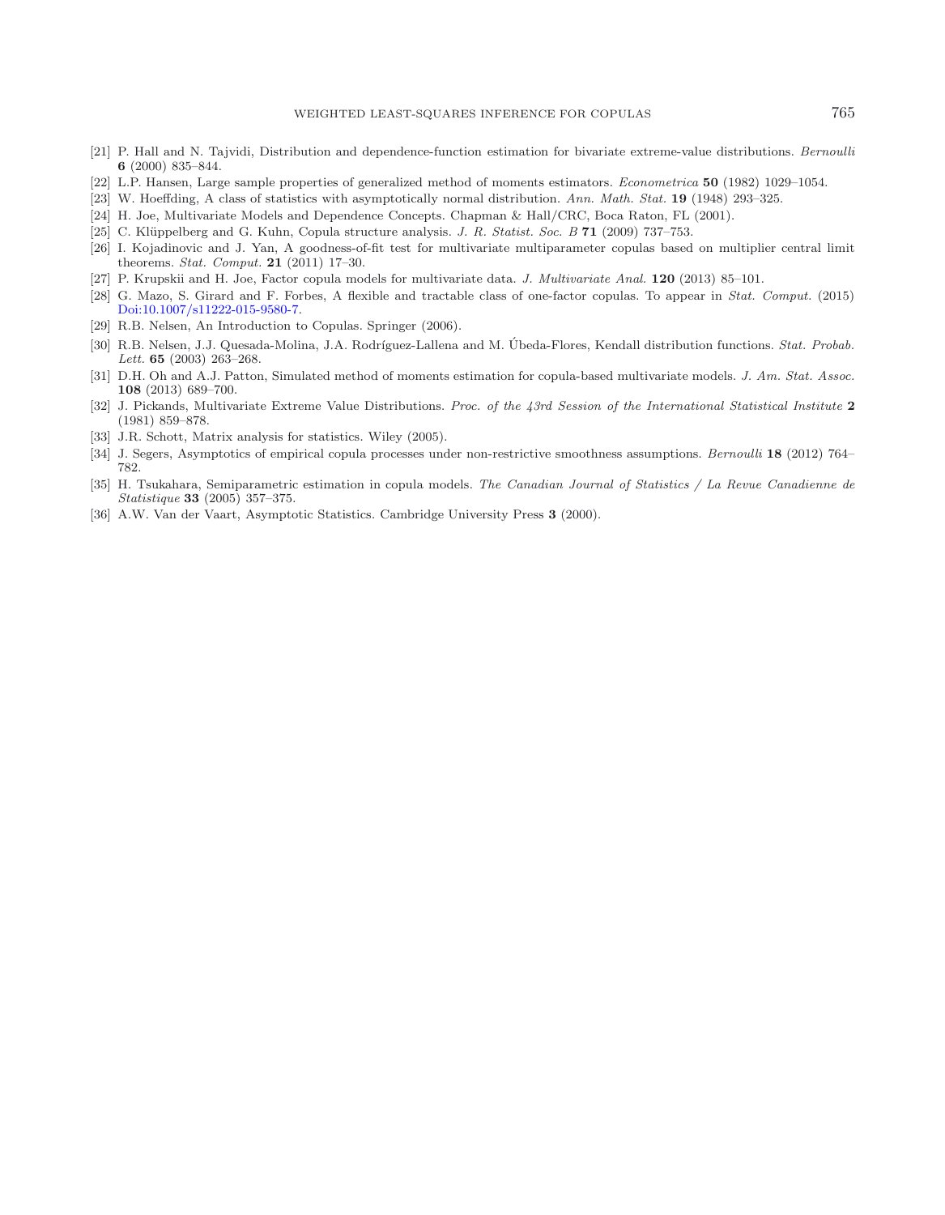[21] P. Hall and N. Tajvidi, Distribution and dependence-function estimation for bivariate extreme-value distributions. *Bernoulli* **6** (2000) 835–844.

[22] L.P. Hansen, Large sample properties of generalized method of moments estimators. *Econometrica* **50** (1982) 1029–1054.

[23] W. Hoeffding, A class of statistics with asymptotically normal distribution. *Ann. Math. Stat.* **19** (1948) 293–325.

[24] H. Joe, Multivariate Models and Dependence Concepts. Chapman & Hall/CRC, Boca Raton, FL (2001).

[25] C. Klüppelberg and G. Kuhn, Copula structure analysis. *J. R. Statist. Soc. B* **71** (2009) 737–753.

[26] I. Kojadinovic and J. Yan, A goodness-of-fit test for multivariate multiparameter copulas based on multiplier central limit theorems. *Stat. Comput.* **21** (2011) 17–30.

[27] P. Krupskii and H. Joe, Factor copula models for multivariate data. *J. Multivariate Anal.* **120** (2013) 85–101.

[28] G. Mazo, S. Girard and F. Forbes, A flexible and tractable class of one-factor copulas. To appear in *Stat. Comput.* (2015) Doi:10.1007/s11222-015-9580-7.

[29] R.B. Nelsen, An Introduction to Copulas. Springer (2006).

[30] R.B. Nelsen, J.J. Quesada-Molina, J.A. Rodríguez-Lallena and M. Úbeda-Flores, Kendall distribution functions. *Stat. Probab. Lett.* **65** (2003) 263–268.

[31] D.H. Oh and A.J. Patton, Simulated method of moments estimation for copula-based multivariate models. *J. Am. Stat. Assoc.* **108** (2013) 689–700.

[32] J. Pickands, Multivariate Extreme Value Distributions. *Proc. of the 43rd Session of the International Statistical Institute* **2** (1981) 859–878.

[33] J.R. Schott, Matrix analysis for statistics. Wiley (2005).

[34] J. Segers, Asymptotics of empirical copula processes under non-restrictive smoothness assumptions. *Bernoulli* **18** (2012) 764–782.

[35] H. Tsukahara, Semiparametric estimation in copula models. *The Canadian Journal of Statistics / La Revue Canadienne de Statistique* **33** (2005) 357–375.

[36] A.W. Van der Vaart, Asymptotic Statistics. Cambridge University Press **3** (2000).